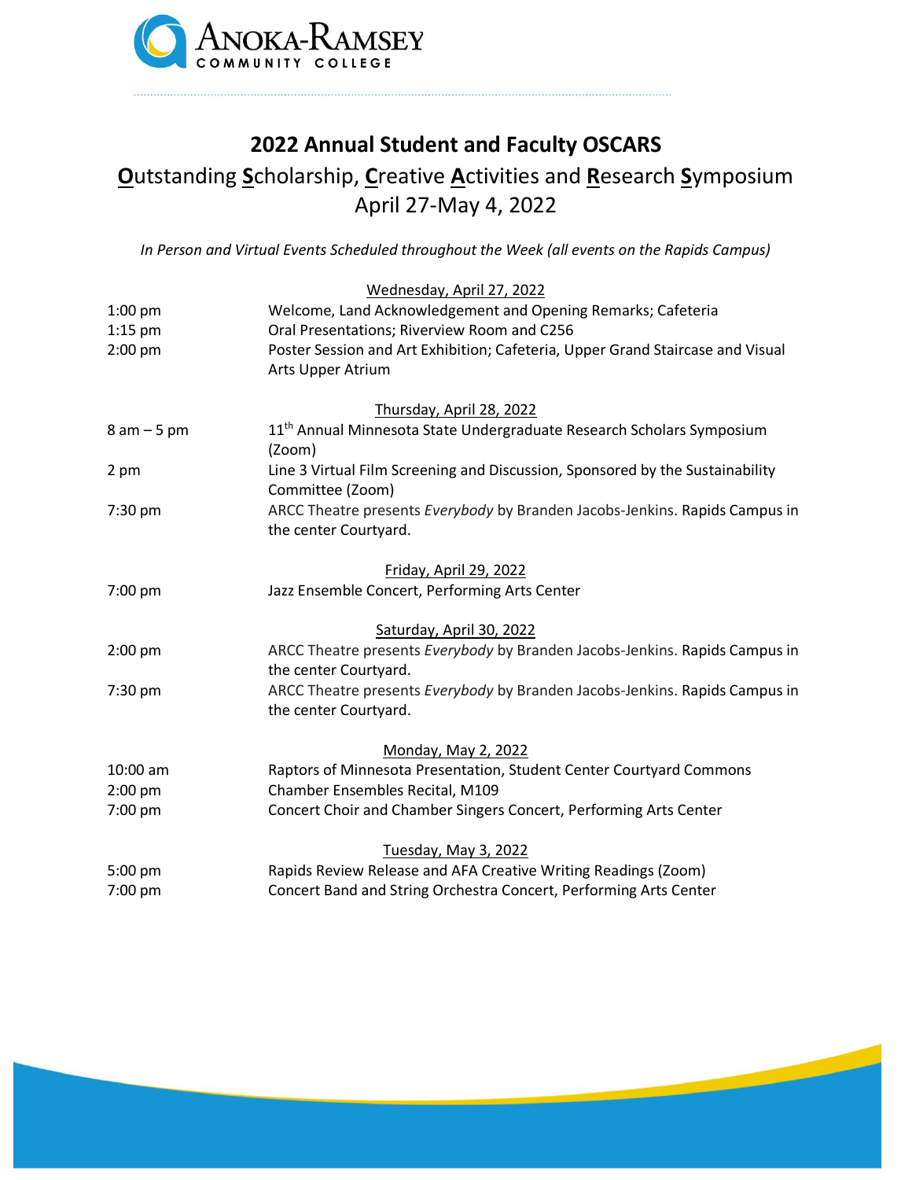Anoka-Ramsey Community College

# 2022 Annual Student and Faculty OSCARS

## **O**utstanding **S**cholarship, **C**reative **A**ctivities and **R**esearch **S**ymposium

## April 27-May 4, 2022

*In Person and Virtual Events Scheduled throughout the Week (all events on the Rapids Campus)*

### Wednesday, April 27, 2022

| | |
|---|---|
| 1:00 pm | Welcome, Land Acknowledgement and Opening Remarks; Cafeteria |
| 1:15 pm | Oral Presentations; Riverview Room and C256 |
| 2:00 pm | Poster Session and Art Exhibition; Cafeteria, Upper Grand Staircase and Visual Arts Upper Atrium |

### Thursday, April 28, 2022

| | |
|---|---|
| 8 am – 5 pm | 11th Annual Minnesota State Undergraduate Research Scholars Symposium (Zoom) |
| 2 pm | Line 3 Virtual Film Screening and Discussion, Sponsored by the Sustainability Committee (Zoom) |
| 7:30 pm | ARCC Theatre presents *Everybody* by Branden Jacobs-Jenkins. Rapids Campus in the center Courtyard. |

### Friday, April 29, 2022

| | |
|---|---|
| 7:00 pm | Jazz Ensemble Concert, Performing Arts Center |

### Saturday, April 30, 2022

| | |
|---|---|
| 2:00 pm | ARCC Theatre presents *Everybody* by Branden Jacobs-Jenkins. Rapids Campus in the center Courtyard. |
| 7:30 pm | ARCC Theatre presents *Everybody* by Branden Jacobs-Jenkins. Rapids Campus in the center Courtyard. |

### Monday, May 2, 2022

| | |
|---|---|
| 10:00 am | Raptors of Minnesota Presentation, Student Center Courtyard Commons |
| 2:00 pm | Chamber Ensembles Recital, M109 |
| 7:00 pm | Concert Choir and Chamber Singers Concert, Performing Arts Center |

### Tuesday, May 3, 2022

| | |
|---|---|
| 5:00 pm | Rapids Review Release and AFA Creative Writing Readings (Zoom) |
| 7:00 pm | Concert Band and String Orchestra Concert, Performing Arts Center |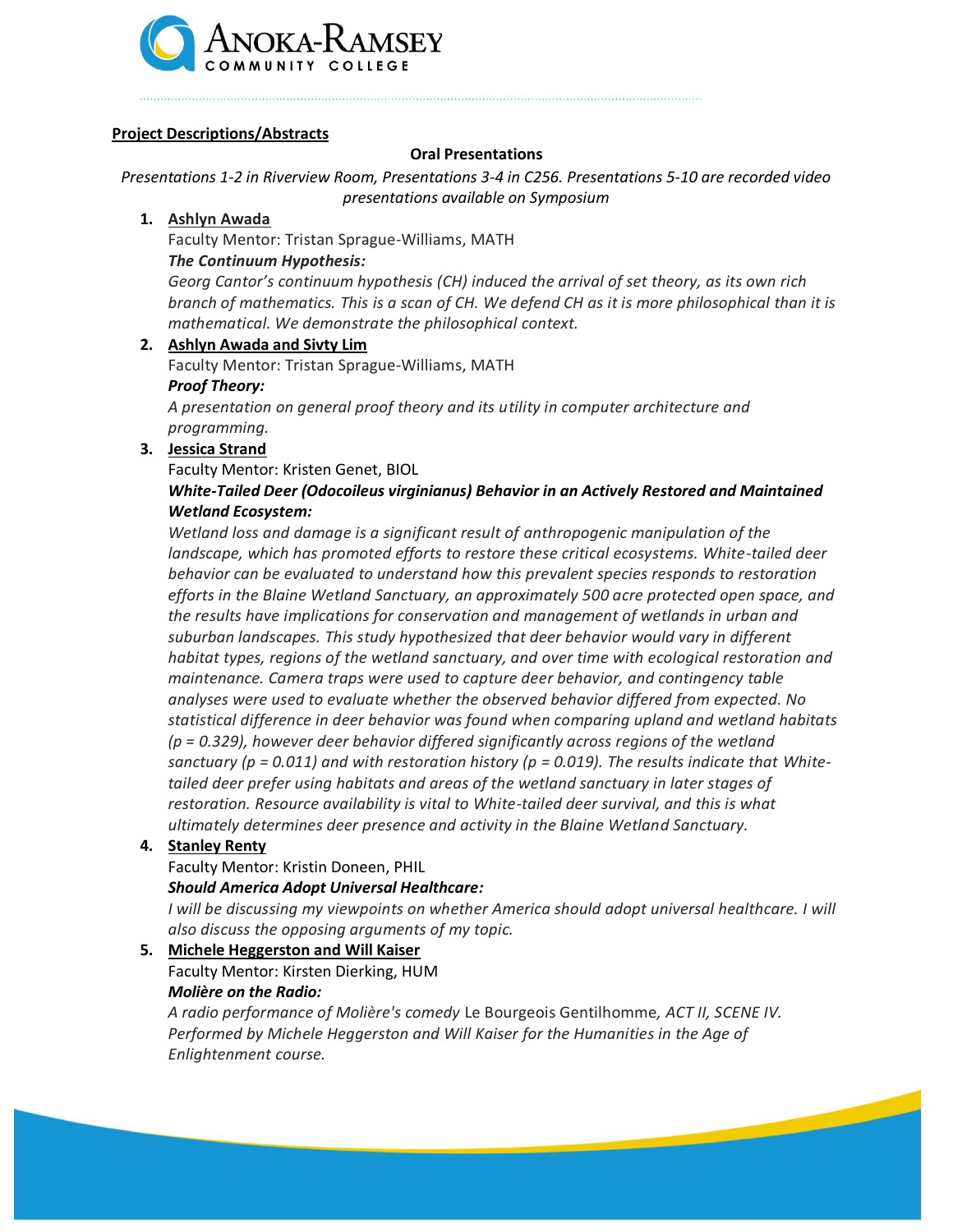**Project Descriptions/Abstracts**

**Oral Presentations**

*Presentations 1-2 in Riverview Room, Presentations 3-4 in C256. Presentations 5-10 are recorded video presentations available on Symposium*

1. **Ashlyn Awada**

   Faculty Mentor: Tristan Sprague-Williams, MATH

   ***The Continuum Hypothesis:***

   *Georg Cantor's continuum hypothesis (CH) induced the arrival of set theory, as its own rich branch of mathematics. This is a scan of CH. We defend CH as it is more philosophical than it is mathematical. We demonstrate the philosophical context.*

2. **Ashlyn Awada and Sivty Lim**

   Faculty Mentor: Tristan Sprague-Williams, MATH

   ***Proof Theory:***

   *A presentation on general proof theory and its utility in computer architecture and programming.*

3. **Jessica Strand**

   Faculty Mentor: Kristen Genet, BIOL

   ***White-Tailed Deer (Odocoileus virginianus) Behavior in an Actively Restored and Maintained Wetland Ecosystem:***

   *Wetland loss and damage is a significant result of anthropogenic manipulation of the landscape, which has promoted efforts to restore these critical ecosystems. White-tailed deer behavior can be evaluated to understand how this prevalent species responds to restoration efforts in the Blaine Wetland Sanctuary, an approximately 500 acre protected open space, and the results have implications for conservation and management of wetlands in urban and suburban landscapes. This study hypothesized that deer behavior would vary in different habitat types, regions of the wetland sanctuary, and over time with ecological restoration and maintenance. Camera traps were used to capture deer behavior, and contingency table analyses were used to evaluate whether the observed behavior differed from expected. No statistical difference in deer behavior was found when comparing upland and wetland habitats ($p = 0.329$), however deer behavior differed significantly across regions of the wetland sanctuary ($p = 0.011$) and with restoration history ($p = 0.019$). The results indicate that White-tailed deer prefer using habitats and areas of the wetland sanctuary in later stages of restoration. Resource availability is vital to White-tailed deer survival, and this is what ultimately determines deer presence and activity in the Blaine Wetland Sanctuary.*

4. **Stanley Renty**

   Faculty Mentor: Kristin Doneen, PHIL

   ***Should America Adopt Universal Healthcare:***

   *I will be discussing my viewpoints on whether America should adopt universal healthcare. I will also discuss the opposing arguments of my topic.*

5. **Michele Heggerston and Will Kaiser**

   Faculty Mentor: Kirsten Dierking, HUM

   ***Molière on the Radio:***

   *A radio performance of Molière's comedy* Le Bourgeois Gentilhomme*, ACT II, SCENE IV. Performed by Michele Heggerston and Will Kaiser for the Humanities in the Age of Enlightenment course.*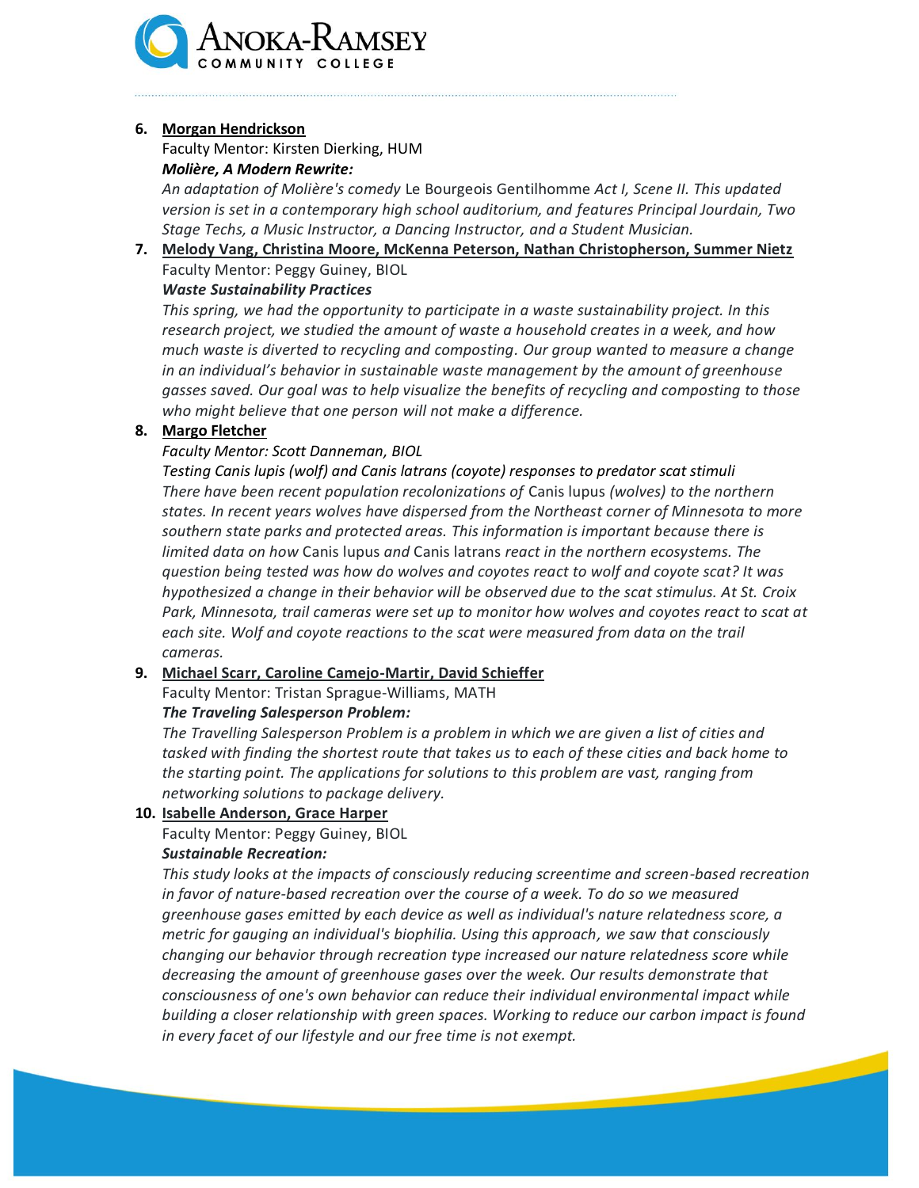6. **Morgan Hendrickson**

   Faculty Mentor: Kirsten Dierking, HUM

   ***Molière, A Modern Rewrite:***

   *An adaptation of Molière's comedy* Le Bourgeois Gentilhomme *Act I, Scene II. This updated version is set in a contemporary high school auditorium, and features Principal Jourdain, Two Stage Techs, a Music Instructor, a Dancing Instructor, and a Student Musician.*

7. **Melody Vang, Christina Moore, McKenna Peterson, Nathan Christopherson, Summer Nietz**

   Faculty Mentor: Peggy Guiney, BIOL

   ***Waste Sustainability Practices***

   *This spring, we had the opportunity to participate in a waste sustainability project. In this research project, we studied the amount of waste a household creates in a week, and how much waste is diverted to recycling and composting. Our group wanted to measure a change in an individual's behavior in sustainable waste management by the amount of greenhouse gasses saved. Our goal was to help visualize the benefits of recycling and composting to those who might believe that one person will not make a difference.*

8. **Margo Fletcher**

   *Faculty Mentor: Scott Danneman, BIOL*

   *Testing Canis lupis (wolf) and Canis latrans (coyote) responses to predator scat stimuli*

   *There have been recent population recolonizations of* Canis lupus *(wolves) to the northern states. In recent years wolves have dispersed from the Northeast corner of Minnesota to more southern state parks and protected areas. This information is important because there is limited data on how* Canis lupus *and* Canis latrans *react in the northern ecosystems. The question being tested was how do wolves and coyotes react to wolf and coyote scat? It was hypothesized a change in their behavior will be observed due to the scat stimulus. At St. Croix Park, Minnesota, trail cameras were set up to monitor how wolves and coyotes react to scat at each site. Wolf and coyote reactions to the scat were measured from data on the trail cameras.*

9. **Michael Scarr, Caroline Camejo-Martir, David Schieffer**

   Faculty Mentor: Tristan Sprague-Williams, MATH

   ***The Traveling Salesperson Problem:***

   *The Travelling Salesperson Problem is a problem in which we are given a list of cities and tasked with finding the shortest route that takes us to each of these cities and back home to the starting point. The applications for solutions to this problem are vast, ranging from networking solutions to package delivery.*

10. **Isabelle Anderson, Grace Harper**

    Faculty Mentor: Peggy Guiney, BIOL

    ***Sustainable Recreation:***

    *This study looks at the impacts of consciously reducing screentime and screen-based recreation in favor of nature-based recreation over the course of a week. To do so we measured greenhouse gases emitted by each device as well as individual's nature relatedness score, a metric for gauging an individual's biophilia. Using this approach, we saw that consciously changing our behavior through recreation type increased our nature relatedness score while decreasing the amount of greenhouse gases over the week. Our results demonstrate that consciousness of one's own behavior can reduce their individual environmental impact while building a closer relationship with green spaces. Working to reduce our carbon impact is found in every facet of our lifestyle and our free time is not exempt.*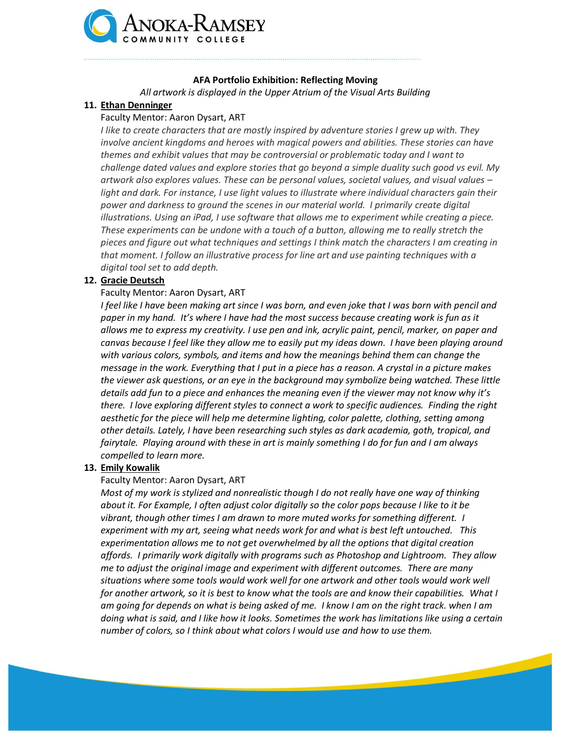**AFA Portfolio Exhibition: Reflecting Moving**

*All artwork is displayed in the Upper Atrium of the Visual Arts Building*

**11. Ethan Denninger**

Faculty Mentor: Aaron Dysart, ART

*I like to create characters that are mostly inspired by adventure stories I grew up with. They involve ancient kingdoms and heroes with magical powers and abilities. These stories can have themes and exhibit values that may be controversial or problematic today and I want to challenge dated values and explore stories that go beyond a simple duality such good vs evil. My artwork also explores values. These can be personal values, societal values, and visual values – light and dark. For instance, I use light values to illustrate where individual characters gain their power and darkness to ground the scenes in our material world. I primarily create digital illustrations. Using an iPad, I use software that allows me to experiment while creating a piece. These experiments can be undone with a touch of a button, allowing me to really stretch the pieces and figure out what techniques and settings I think match the characters I am creating in that moment. I follow an illustrative process for line art and use painting techniques with a digital tool set to add depth.*

**12. Gracie Deutsch**

Faculty Mentor: Aaron Dysart, ART

*I feel like I have been making art since I was born, and even joke that I was born with pencil and paper in my hand. It's where I have had the most success because creating work is fun as it allows me to express my creativity. I use pen and ink, acrylic paint, pencil, marker, on paper and canvas because I feel like they allow me to easily put my ideas down. I have been playing around with various colors, symbols, and items and how the meanings behind them can change the message in the work. Everything that I put in a piece has a reason. A crystal in a picture makes the viewer ask questions, or an eye in the background may symbolize being watched. These little details add fun to a piece and enhances the meaning even if the viewer may not know why it's there. I love exploring different styles to connect a work to specific audiences. Finding the right aesthetic for the piece will help me determine lighting, color palette, clothing, setting among other details. Lately, I have been researching such styles as dark academia, goth, tropical, and fairytale. Playing around with these in art is mainly something I do for fun and I am always compelled to learn more.*

**13. Emily Kowalik**

Faculty Mentor: Aaron Dysart, ART

*Most of my work is stylized and nonrealistic though I do not really have one way of thinking about it. For Example, I often adjust color digitally so the color pops because I like to it be vibrant, though other times I am drawn to more muted works for something different. I experiment with my art, seeing what needs work for and what is best left untouched. This experimentation allows me to not get overwhelmed by all the options that digital creation affords. I primarily work digitally with programs such as Photoshop and Lightroom. They allow me to adjust the original image and experiment with different outcomes. There are many situations where some tools would work well for one artwork and other tools would work well for another artwork, so it is best to know what the tools are and know their capabilities. What I am going for depends on what is being asked of me. I know I am on the right track. when I am doing what is said, and I like how it looks. Sometimes the work has limitations like using a certain number of colors, so I think about what colors I would use and how to use them.*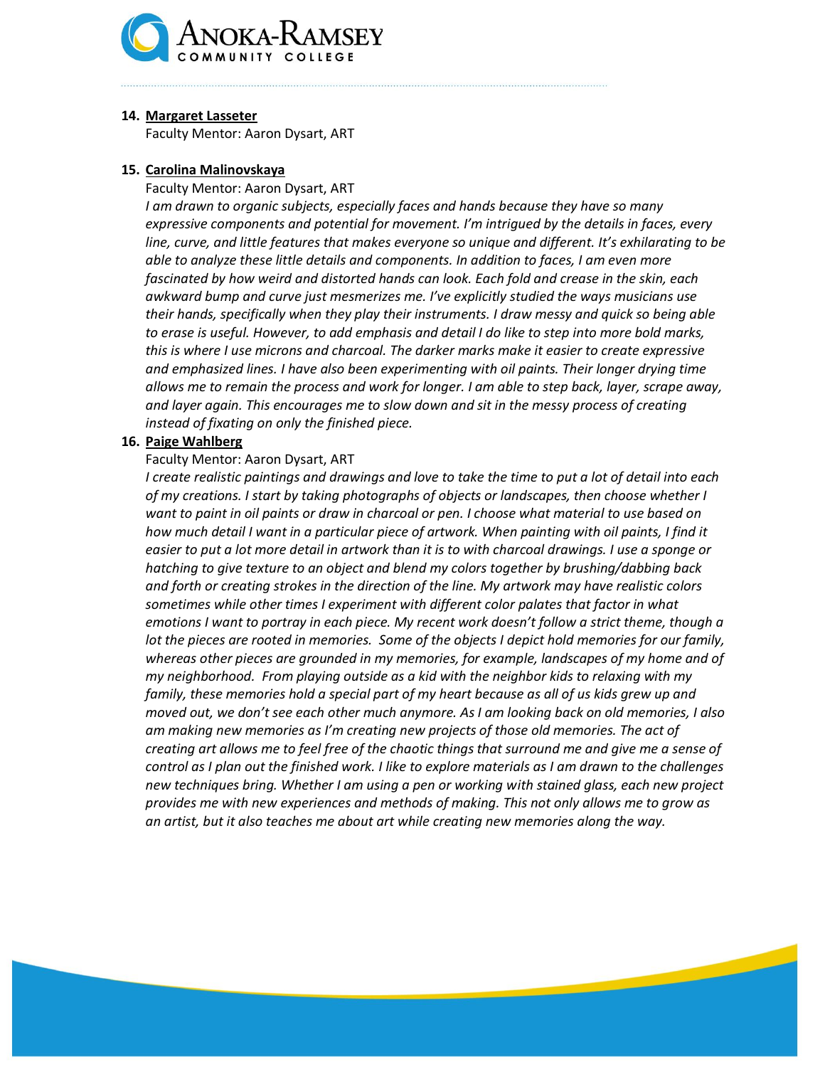14. **Margaret Lasseter**

    Faculty Mentor: Aaron Dysart, ART

15. **Carolina Malinovskaya**

    Faculty Mentor: Aaron Dysart, ART

    *I am drawn to organic subjects, especially faces and hands because they have so many expressive components and potential for movement. I'm intrigued by the details in faces, every line, curve, and little features that makes everyone so unique and different. It's exhilarating to be able to analyze these little details and components. In addition to faces, I am even more fascinated by how weird and distorted hands can look. Each fold and crease in the skin, each awkward bump and curve just mesmerizes me. I've explicitly studied the ways musicians use their hands, specifically when they play their instruments. I draw messy and quick so being able to erase is useful. However, to add emphasis and detail I do like to step into more bold marks, this is where I use microns and charcoal. The darker marks make it easier to create expressive and emphasized lines. I have also been experimenting with oil paints. Their longer drying time allows me to remain the process and work for longer. I am able to step back, layer, scrape away, and layer again. This encourages me to slow down and sit in the messy process of creating instead of fixating on only the finished piece.*

16. **Paige Wahlberg**

    Faculty Mentor: Aaron Dysart, ART

    *I create realistic paintings and drawings and love to take the time to put a lot of detail into each of my creations. I start by taking photographs of objects or landscapes, then choose whether I want to paint in oil paints or draw in charcoal or pen. I choose what material to use based on how much detail I want in a particular piece of artwork. When painting with oil paints, I find it easier to put a lot more detail in artwork than it is to with charcoal drawings. I use a sponge or hatching to give texture to an object and blend my colors together by brushing/dabbing back and forth or creating strokes in the direction of the line. My artwork may have realistic colors sometimes while other times I experiment with different color palates that factor in what emotions I want to portray in each piece. My recent work doesn't follow a strict theme, though a lot the pieces are rooted in memories. Some of the objects I depict hold memories for our family, whereas other pieces are grounded in my memories, for example, landscapes of my home and of my neighborhood. From playing outside as a kid with the neighbor kids to relaxing with my family, these memories hold a special part of my heart because as all of us kids grew up and moved out, we don't see each other much anymore. As I am looking back on old memories, I also am making new memories as I'm creating new projects of those old memories. The act of creating art allows me to feel free of the chaotic things that surround me and give me a sense of control as I plan out the finished work. I like to explore materials as I am drawn to the challenges new techniques bring. Whether I am using a pen or working with stained glass, each new project provides me with new experiences and methods of making. This not only allows me to grow as an artist, but it also teaches me about art while creating new memories along the way.*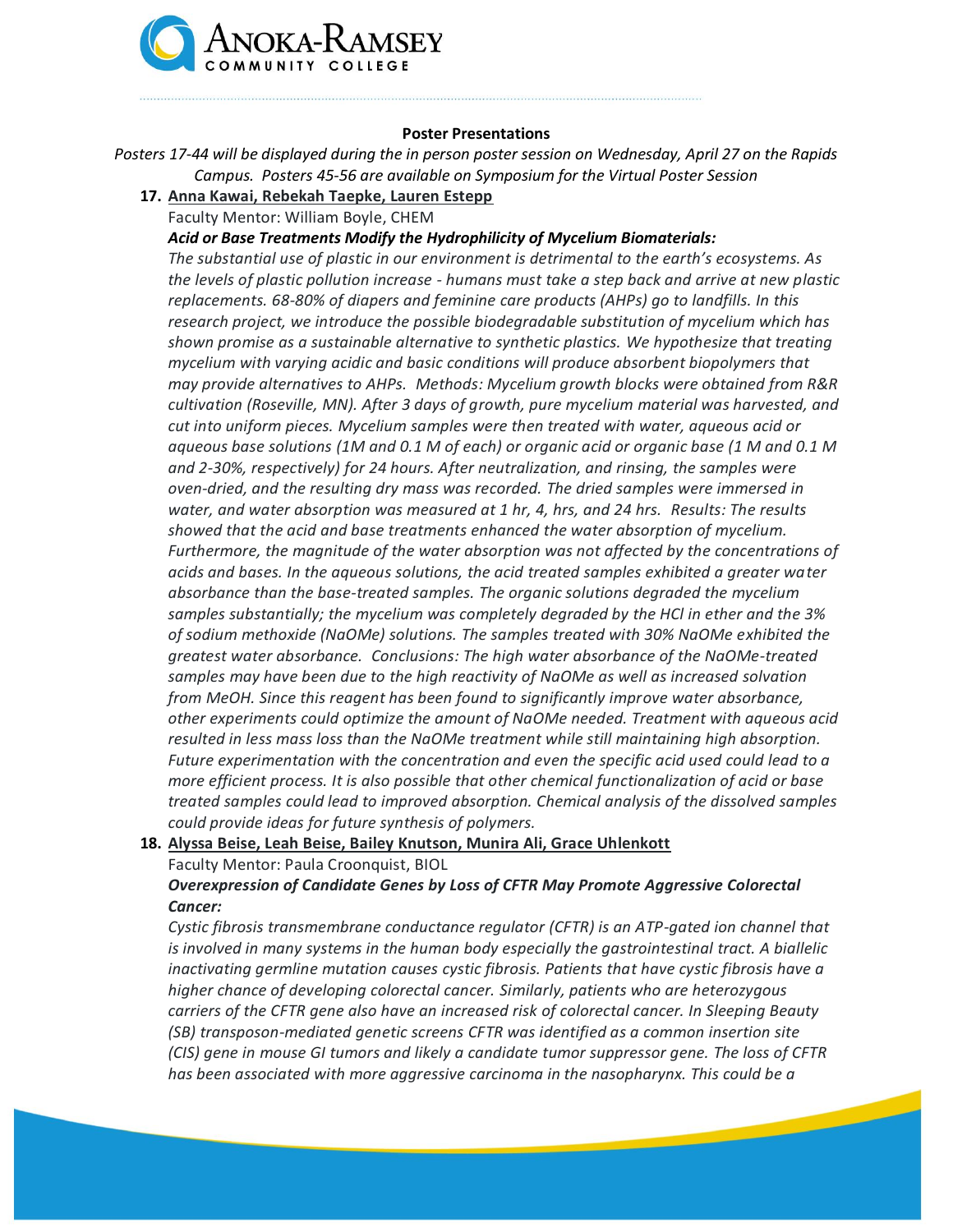**Poster Presentations**

*Posters 17-44 will be displayed during the in person poster session on Wednesday, April 27 on the Rapids Campus. Posters 45-56 are available on Symposium for the Virtual Poster Session*

17. <u>Anna Kawai, Rebekah Taepke, Lauren Estepp</u>

    Faculty Mentor: William Boyle, CHEM

    ***Acid or Base Treatments Modify the Hydrophilicity of Mycelium Biomaterials:***

    *The substantial use of plastic in our environment is detrimental to the earth's ecosystems. As the levels of plastic pollution increase - humans must take a step back and arrive at new plastic replacements. 68-80% of diapers and feminine care products (AHPs) go to landfills. In this research project, we introduce the possible biodegradable substitution of mycelium which has shown promise as a sustainable alternative to synthetic plastics. We hypothesize that treating mycelium with varying acidic and basic conditions will produce absorbent biopolymers that may provide alternatives to AHPs. Methods: Mycelium growth blocks were obtained from R&R cultivation (Roseville, MN). After 3 days of growth, pure mycelium material was harvested, and cut into uniform pieces. Mycelium samples were then treated with water, aqueous acid or aqueous base solutions (1M and 0.1 M of each) or organic acid or organic base (1 M and 0.1 M and 2-30%, respectively) for 24 hours. After neutralization, and rinsing, the samples were oven-dried, and the resulting dry mass was recorded. The dried samples were immersed in water, and water absorption was measured at 1 hr, 4, hrs, and 24 hrs. Results: The results showed that the acid and base treatments enhanced the water absorption of mycelium. Furthermore, the magnitude of the water absorption was not affected by the concentrations of acids and bases. In the aqueous solutions, the acid treated samples exhibited a greater water absorbance than the base-treated samples. The organic solutions degraded the mycelium samples substantially; the mycelium was completely degraded by the HCl in ether and the 3% of sodium methoxide (NaOMe) solutions. The samples treated with 30% NaOMe exhibited the greatest water absorbance. Conclusions: The high water absorbance of the NaOMe-treated samples may have been due to the high reactivity of NaOMe as well as increased solvation from MeOH. Since this reagent has been found to significantly improve water absorbance, other experiments could optimize the amount of NaOMe needed. Treatment with aqueous acid resulted in less mass loss than the NaOMe treatment while still maintaining high absorption. Future experimentation with the concentration and even the specific acid used could lead to a more efficient process. It is also possible that other chemical functionalization of acid or base treated samples could lead to improved absorption. Chemical analysis of the dissolved samples could provide ideas for future synthesis of polymers.*

18. <u>Alyssa Beise, Leah Beise, Bailey Knutson, Munira Ali, Grace Uhlenkott</u>

    Faculty Mentor: Paula Croonquist, BIOL

    ***Overexpression of Candidate Genes by Loss of CFTR May Promote Aggressive Colorectal Cancer:***

    *Cystic fibrosis transmembrane conductance regulator (CFTR) is an ATP-gated ion channel that is involved in many systems in the human body especially the gastrointestinal tract. A biallelic inactivating germline mutation causes cystic fibrosis. Patients that have cystic fibrosis have a higher chance of developing colorectal cancer. Similarly, patients who are heterozygous carriers of the CFTR gene also have an increased risk of colorectal cancer. In Sleeping Beauty (SB) transposon-mediated genetic screens CFTR was identified as a common insertion site (CIS) gene in mouse GI tumors and likely a candidate tumor suppressor gene. The loss of CFTR has been associated with more aggressive carcinoma in the nasopharynx. This could be a*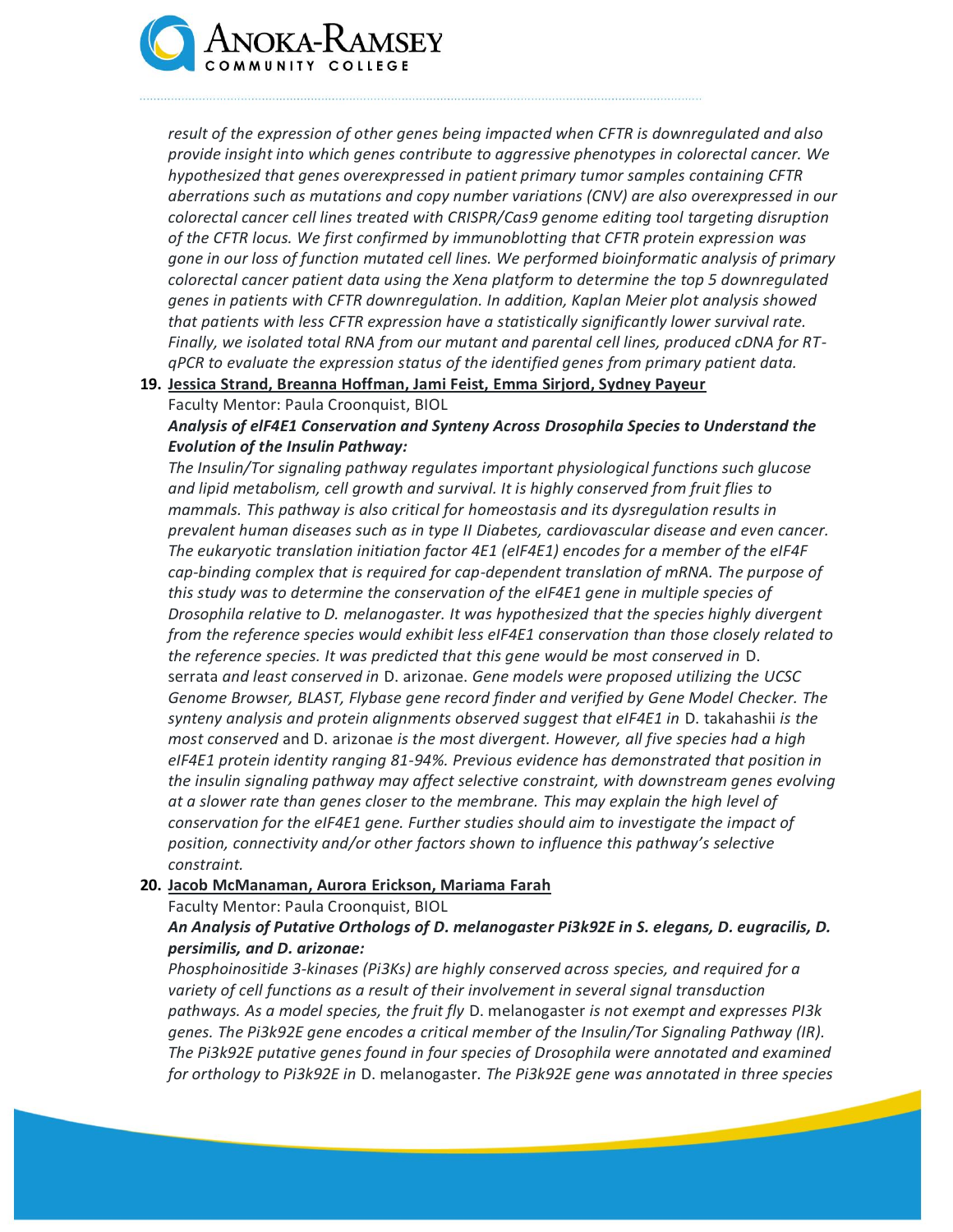*result of the expression of other genes being impacted when CFTR is downregulated and also provide insight into which genes contribute to aggressive phenotypes in colorectal cancer. We hypothesized that genes overexpressed in patient primary tumor samples containing CFTR aberrations such as mutations and copy number variations (CNV) are also overexpressed in our colorectal cancer cell lines treated with CRISPR/Cas9 genome editing tool targeting disruption of the CFTR locus. We first confirmed by immunoblotting that CFTR protein expression was gone in our loss of function mutated cell lines. We performed bioinformatic analysis of primary colorectal cancer patient data using the Xena platform to determine the top 5 downregulated genes in patients with CFTR downregulation. In addition, Kaplan Meier plot analysis showed that patients with less CFTR expression have a statistically significantly lower survival rate. Finally, we isolated total RNA from our mutant and parental cell lines, produced cDNA for RT-qPCR to evaluate the expression status of the identified genes from primary patient data.*

**19. Jessica Strand, Breanna Hoffman, Jami Feist, Emma Sirjord, Sydney Payeur**

Faculty Mentor: Paula Croonquist, BIOL

***Analysis of eIF4E1 Conservation and Synteny Across Drosophila Species to Understand the Evolution of the Insulin Pathway:***

*The Insulin/Tor signaling pathway regulates important physiological functions such glucose and lipid metabolism, cell growth and survival. It is highly conserved from fruit flies to mammals. This pathway is also critical for homeostasis and its dysregulation results in prevalent human diseases such as in type II Diabetes, cardiovascular disease and even cancer. The eukaryotic translation initiation factor 4E1 (eIF4E1) encodes for a member of the eIF4F cap-binding complex that is required for cap-dependent translation of mRNA. The purpose of this study was to determine the conservation of the eIF4E1 gene in multiple species of Drosophila relative to D. melanogaster. It was hypothesized that the species highly divergent from the reference species would exhibit less eIF4E1 conservation than those closely related to the reference species. It was predicted that this gene would be most conserved in* D. serrata *and least conserved in* D. arizonae. *Gene models were proposed utilizing the UCSC Genome Browser, BLAST, Flybase gene record finder and verified by Gene Model Checker. The synteny analysis and protein alignments observed suggest that eIF4E1 in* D. takahashii *is the most conserved* and D. arizonae *is the most divergent. However, all five species had a high eIF4E1 protein identity ranging 81-94%. Previous evidence has demonstrated that position in the insulin signaling pathway may affect selective constraint, with downstream genes evolving at a slower rate than genes closer to the membrane. This may explain the high level of conservation for the eIF4E1 gene. Further studies should aim to investigate the impact of position, connectivity and/or other factors shown to influence this pathway's selective constraint.*

**20. Jacob McManaman, Aurora Erickson, Mariama Farah**

Faculty Mentor: Paula Croonquist, BIOL

***An Analysis of Putative Orthologs of D. melanogaster Pi3k92E in S. elegans, D. eugracilis, D. persimilis, and D. arizonae:***

*Phosphoinositide 3-kinases (Pi3Ks) are highly conserved across species, and required for a variety of cell functions as a result of their involvement in several signal transduction pathways. As a model species, the fruit fly* D. melanogaster *is not exempt and expresses PI3k genes. The Pi3k92E gene encodes a critical member of the Insulin/Tor Signaling Pathway (IR). The Pi3k92E putative genes found in four species of Drosophila were annotated and examined for orthology to Pi3k92E in* D. melanogaster. *The Pi3k92E gene was annotated in three species*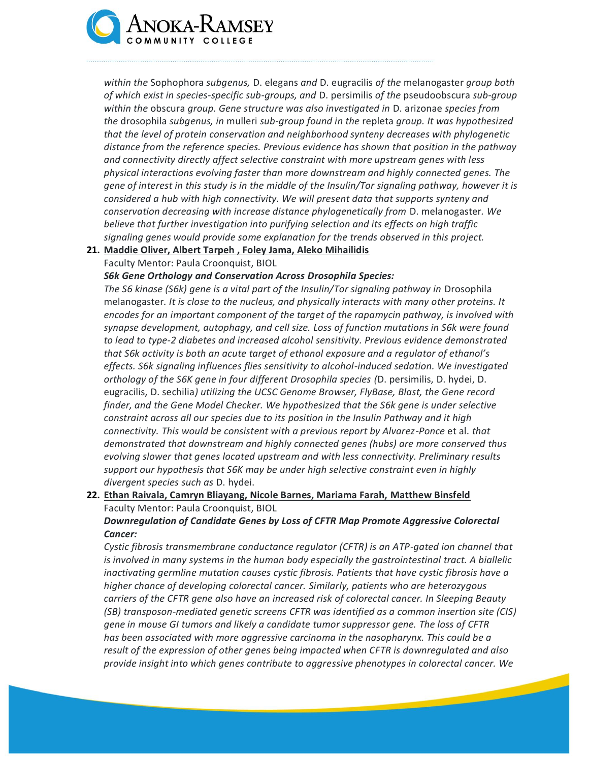*within the* Sophophora *subgenus,* D. elegans *and* D. eugracilis *of the* melanogaster *group both of which exist in species-specific sub-groups, and* D. persimilis *of the* pseudoobscura *sub-group within the* obscura *group. Gene structure was also investigated in* D. arizonae *species from the* drosophila *subgenus, in* mulleri *sub-group found in the* repleta *group. It was hypothesized that the level of protein conservation and neighborhood synteny decreases with phylogenetic distance from the reference species. Previous evidence has shown that position in the pathway and connectivity directly affect selective constraint with more upstream genes with less physical interactions evolving faster than more downstream and highly connected genes. The gene of interest in this study is in the middle of the Insulin/Tor signaling pathway, however it is considered a hub with high connectivity. We will present data that supports synteny and conservation decreasing with increase distance phylogenetically from* D. melanogaster*. We believe that further investigation into purifying selection and its effects on high traffic signaling genes would provide some explanation for the trends observed in this project.*

**21. <u>Maddie Oliver, Albert Tarpeh , Foley Jama, Aleko Mihailidis</u>**

Faculty Mentor: Paula Croonquist, BIOL

***S6k Gene Orthology and Conservation Across Drosophila Species:***

*The S6 kinase (S6k) gene is a vital part of the Insulin/Tor signaling pathway in* Drosophila melanogaster*. It is close to the nucleus, and physically interacts with many other proteins. It encodes for an important component of the target of the rapamycin pathway, is involved with synapse development, autophagy, and cell size. Loss of function mutations in S6k were found to lead to type-2 diabetes and increased alcohol sensitivity. Previous evidence demonstrated that S6k activity is both an acute target of ethanol exposure and a regulator of ethanol's effects. S6k signaling influences flies sensitivity to alcohol-induced sedation. We investigated orthology of the S6K gene in four different Drosophila species (*D. persimilis, D. hydei, D. eugracilis, D. sechilia*) utilizing the UCSC Genome Browser, FlyBase, Blast, the Gene record finder, and the Gene Model Checker. We hypothesized that the S6k gene is under selective constraint across all our species due to its position in the Insulin Pathway and it high connectivity. This would be consistent with a previous report by Alvarez-Ponce* et al. *that demonstrated that downstream and highly connected genes (hubs) are more conserved thus evolving slower that genes located upstream and with less connectivity. Preliminary results support our hypothesis that S6K may be under high selective constraint even in highly divergent species such as* D. hydei.

**22. <u>Ethan Raivala, Camryn Bliayang, Nicole Barnes, Mariama Farah, Matthew Binsfeld</u>**

Faculty Mentor: Paula Croonquist, BIOL

***Downregulation of Candidate Genes by Loss of CFTR Map Promote Aggressive Colorectal Cancer:***

*Cystic fibrosis transmembrane conductance regulator (CFTR) is an ATP-gated ion channel that is involved in many systems in the human body especially the gastrointestinal tract. A biallelic inactivating germline mutation causes cystic fibrosis. Patients that have cystic fibrosis have a higher chance of developing colorectal cancer. Similarly, patients who are heterozygous carriers of the CFTR gene also have an increased risk of colorectal cancer. In Sleeping Beauty (SB) transposon-mediated genetic screens CFTR was identified as a common insertion site (CIS) gene in mouse GI tumors and likely a candidate tumor suppressor gene. The loss of CFTR has been associated with more aggressive carcinoma in the nasopharynx. This could be a result of the expression of other genes being impacted when CFTR is downregulated and also provide insight into which genes contribute to aggressive phenotypes in colorectal cancer. We*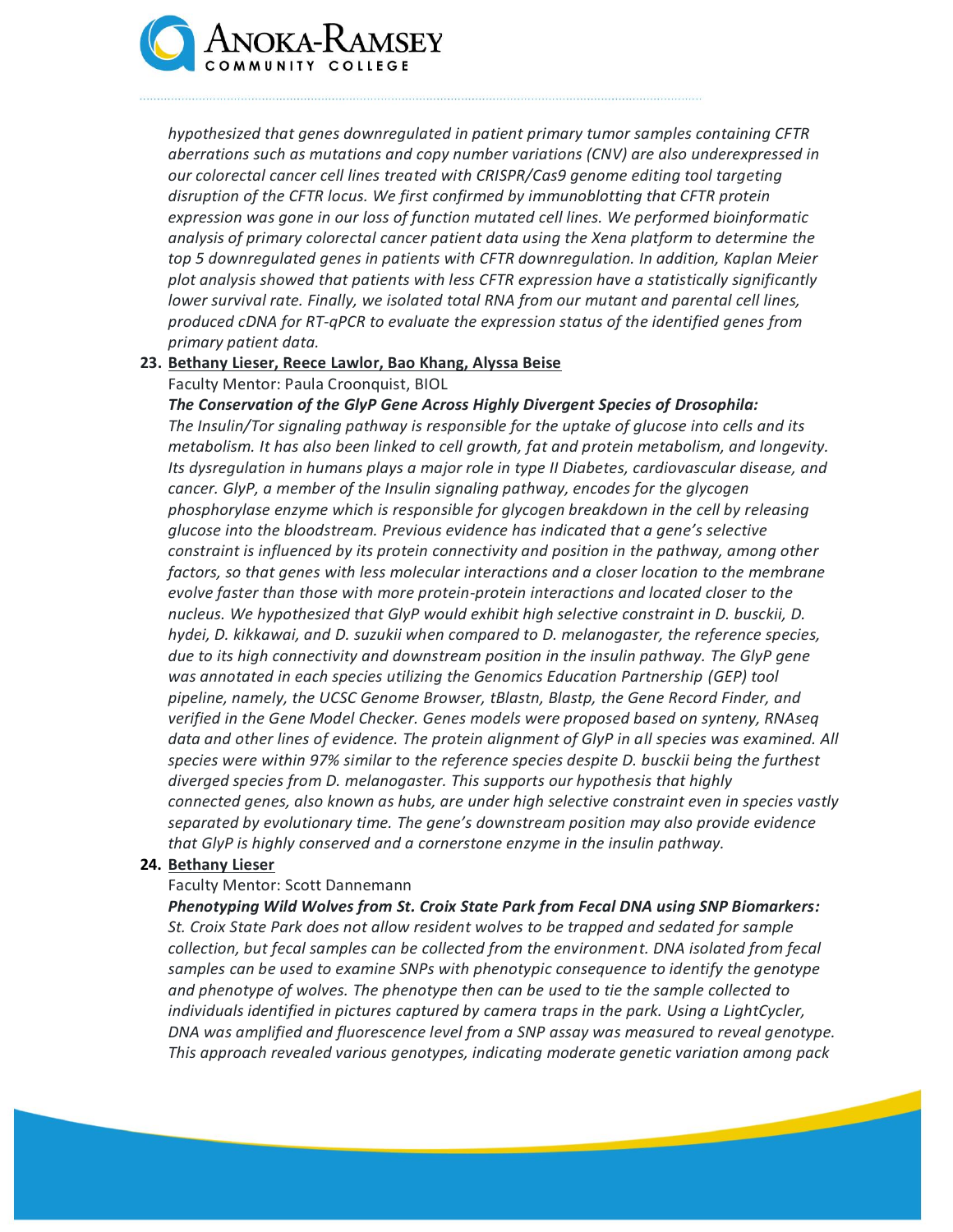*hypothesized that genes downregulated in patient primary tumor samples containing CFTR aberrations such as mutations and copy number variations (CNV) are also underexpressed in our colorectal cancer cell lines treated with CRISPR/Cas9 genome editing tool targeting disruption of the CFTR locus. We first confirmed by immunoblotting that CFTR protein expression was gone in our loss of function mutated cell lines. We performed bioinformatic analysis of primary colorectal cancer patient data using the Xena platform to determine the top 5 downregulated genes in patients with CFTR downregulation. In addition, Kaplan Meier plot analysis showed that patients with less CFTR expression have a statistically significantly lower survival rate. Finally, we isolated total RNA from our mutant and parental cell lines, produced cDNA for RT-qPCR to evaluate the expression status of the identified genes from primary patient data.*

23. **Bethany Lieser, Reece Lawlor, Bao Khang, Alyssa Beise**

    Faculty Mentor: Paula Croonquist, BIOL

    ***The Conservation of the GlyP Gene Across Highly Divergent Species of Drosophila:*** *The Insulin/Tor signaling pathway is responsible for the uptake of glucose into cells and its metabolism. It has also been linked to cell growth, fat and protein metabolism, and longevity. Its dysregulation in humans plays a major role in type II Diabetes, cardiovascular disease, and cancer. GlyP, a member of the Insulin signaling pathway, encodes for the glycogen phosphorylase enzyme which is responsible for glycogen breakdown in the cell by releasing glucose into the bloodstream. Previous evidence has indicated that a gene's selective constraint is influenced by its protein connectivity and position in the pathway, among other factors, so that genes with less molecular interactions and a closer location to the membrane evolve faster than those with more protein-protein interactions and located closer to the nucleus. We hypothesized that GlyP would exhibit high selective constraint in D. busckii, D. hydei, D. kikkawai, and D. suzukii when compared to D. melanogaster, the reference species, due to its high connectivity and downstream position in the insulin pathway. The GlyP gene was annotated in each species utilizing the Genomics Education Partnership (GEP) tool pipeline, namely, the UCSC Genome Browser, tBlastn, Blastp, the Gene Record Finder, and verified in the Gene Model Checker. Genes models were proposed based on synteny, RNAseq data and other lines of evidence. The protein alignment of GlyP in all species was examined. All species were within 97% similar to the reference species despite D. busckii being the furthest diverged species from D. melanogaster. This supports our hypothesis that highly connected genes, also known as hubs, are under high selective constraint even in species vastly separated by evolutionary time. The gene's downstream position may also provide evidence that GlyP is highly conserved and a cornerstone enzyme in the insulin pathway.*

24. **Bethany Lieser**

    Faculty Mentor: Scott Dannemann

    ***Phenotyping Wild Wolves from St. Croix State Park from Fecal DNA using SNP Biomarkers:*** *St. Croix State Park does not allow resident wolves to be trapped and sedated for sample collection, but fecal samples can be collected from the environment. DNA isolated from fecal samples can be used to examine SNPs with phenotypic consequence to identify the genotype and phenotype of wolves. The phenotype then can be used to tie the sample collected to individuals identified in pictures captured by camera traps in the park. Using a LightCycler, DNA was amplified and fluorescence level from a SNP assay was measured to reveal genotype. This approach revealed various genotypes, indicating moderate genetic variation among pack*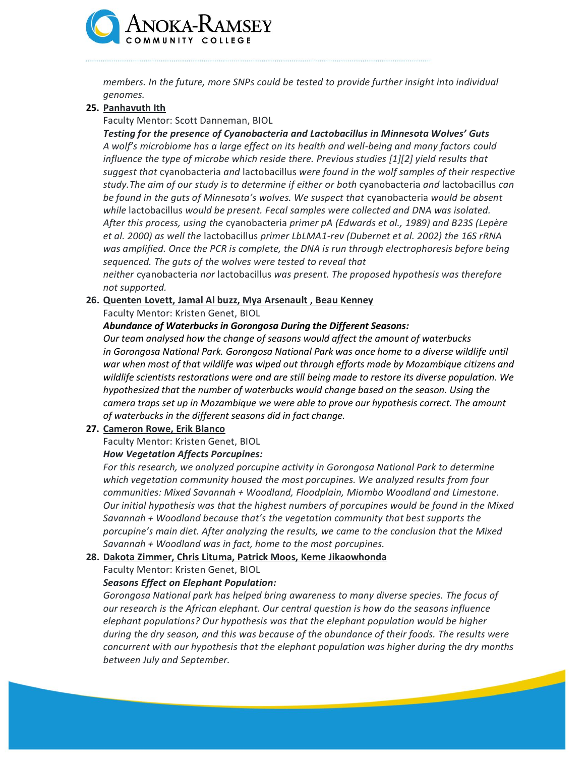*members. In the future, more SNPs could be tested to provide further insight into individual genomes.*

25. <u>Panhavuth Ith</u>

    Faculty Mentor: Scott Danneman, BIOL

    ***Testing for the presence of Cyanobacteria and Lactobacillus in Minnesota Wolves' Guts***

    *A wolf's microbiome has a large effect on its health and well-being and many factors could influence the type of microbe which reside there. Previous studies [1][2] yield results that suggest that* cyanobacteria *and* lactobacillus *were found in the wolf samples of their respective study.The aim of our study is to determine if either or both* cyanobacteria *and* lactobacillus *can be found in the guts of Minnesota's wolves. We suspect that* cyanobacteria *would be absent while* lactobacillus *would be present. Fecal samples were collected and DNA was isolated. After this process, using the* cyanobacteria *primer pA (Edwards et al., 1989) and B23S (Lepère et al. 2000) as well the* lactobacillus *primer LbLMA1-rev (Dubernet et al. 2002) the 16S rRNA was amplified. Once the PCR is complete, the DNA is run through electrophoresis before being sequenced. The guts of the wolves were tested to reveal that neither* cyanobacteria *nor* lactobacillus *was present. The proposed hypothesis was therefore not supported.*

26. <u>Quenten Lovett, Jamal Al buzz, Mya Arsenault , Beau Kenney</u>

    Faculty Mentor: Kristen Genet, BIOL

    ***Abundance of Waterbucks in Gorongosa During the Different Seasons:***

    *Our team analysed how the change of seasons would affect the amount of waterbucks in Gorongosa National Park. Gorongosa National Park was once home to a diverse wildlife until war when most of that wildlife was wiped out through efforts made by Mozambique citizens and wildlife scientists restorations were and are still being made to restore its diverse population. We hypothesized that the number of waterbucks would change based on the season. Using the camera traps set up in Mozambique we were able to prove our hypothesis correct. The amount of waterbucks in the different seasons did in fact change.*

27. <u>Cameron Rowe, Erik Blanco</u>

    Faculty Mentor: Kristen Genet, BIOL

    ***How Vegetation Affects Porcupines:***

    *For this research, we analyzed porcupine activity in Gorongosa National Park to determine which vegetation community housed the most porcupines. We analyzed results from four communities: Mixed Savannah + Woodland, Floodplain, Miombo Woodland and Limestone. Our initial hypothesis was that the highest numbers of porcupines would be found in the Mixed Savannah + Woodland because that's the vegetation community that best supports the porcupine's main diet. After analyzing the results, we came to the conclusion that the Mixed Savannah + Woodland was in fact, home to the most porcupines.*

28. <u>Dakota Zimmer, Chris Lituma, Patrick Moos, Keme Jikaowhonda</u>

    Faculty Mentor: Kristen Genet, BIOL

    ***Seasons Effect on Elephant Population:***

    *Gorongosa National park has helped bring awareness to many diverse species. The focus of our research is the African elephant. Our central question is how do the seasons influence elephant populations? Our hypothesis was that the elephant population would be higher during the dry season, and this was because of the abundance of their foods. The results were concurrent with our hypothesis that the elephant population was higher during the dry months between July and September.*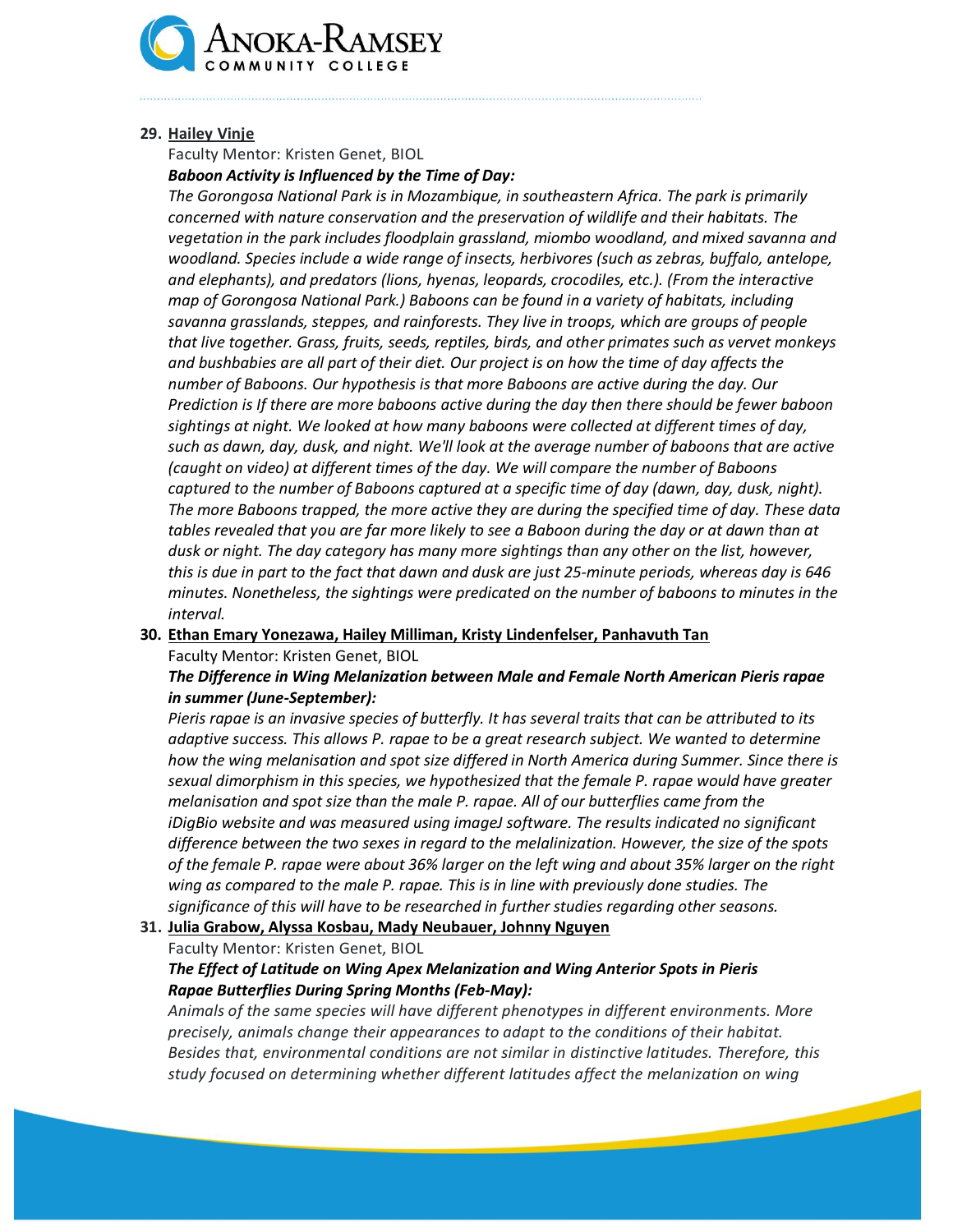**29. Hailey Vinje**

Faculty Mentor: Kristen Genet, BIOL

***Baboon Activity is Influenced by the Time of Day:***

*The Gorongosa National Park is in Mozambique, in southeastern Africa. The park is primarily concerned with nature conservation and the preservation of wildlife and their habitats. The vegetation in the park includes floodplain grassland, miombo woodland, and mixed savanna and woodland. Species include a wide range of insects, herbivores (such as zebras, buffalo, antelope, and elephants), and predators (lions, hyenas, leopards, crocodiles, etc.). (From the interactive map of Gorongosa National Park.) Baboons can be found in a variety of habitats, including savanna grasslands, steppes, and rainforests. They live in troops, which are groups of people that live together. Grass, fruits, seeds, reptiles, birds, and other primates such as vervet monkeys and bushbabies are all part of their diet. Our project is on how the time of day affects the number of Baboons. Our hypothesis is that more Baboons are active during the day. Our Prediction is If there are more baboons active during the day then there should be fewer baboon sightings at night. We looked at how many baboons were collected at different times of day, such as dawn, day, dusk, and night. We'll look at the average number of baboons that are active (caught on video) at different times of the day. We will compare the number of Baboons captured to the number of Baboons captured at a specific time of day (dawn, day, dusk, night). The more Baboons trapped, the more active they are during the specified time of day. These data tables revealed that you are far more likely to see a Baboon during the day or at dawn than at dusk or night. The day category has many more sightings than any other on the list, however, this is due in part to the fact that dawn and dusk are just 25-minute periods, whereas day is 646 minutes. Nonetheless, the sightings were predicated on the number of baboons to minutes in the interval.*

**30. Ethan Emary Yonezawa, Hailey Milliman, Kristy Lindenfelser, Panhavuth Tan**

Faculty Mentor: Kristen Genet, BIOL

***The Difference in Wing Melanization between Male and Female North American Pieris rapae in summer (June-September):***

*Pieris rapae is an invasive species of butterfly. It has several traits that can be attributed to its adaptive success. This allows P. rapae to be a great research subject. We wanted to determine how the wing melanisation and spot size differed in North America during Summer. Since there is sexual dimorphism in this species, we hypothesized that the female P. rapae would have greater melanisation and spot size than the male P. rapae. All of our butterflies came from the iDigBio website and was measured using imageJ software. The results indicated no significant difference between the two sexes in regard to the melalinization. However, the size of the spots of the female P. rapae were about 36% larger on the left wing and about 35% larger on the right wing as compared to the male P. rapae. This is in line with previously done studies. The significance of this will have to be researched in further studies regarding other seasons.*

**31. Julia Grabow, Alyssa Kosbau, Mady Neubauer, Johnny Nguyen**

Faculty Mentor: Kristen Genet, BIOL

***The Effect of Latitude on Wing Apex Melanization and Wing Anterior Spots in Pieris Rapae Butterflies During Spring Months (Feb-May):***

*Animals of the same species will have different phenotypes in different environments. More precisely, animals change their appearances to adapt to the conditions of their habitat. Besides that, environmental conditions are not similar in distinctive latitudes. Therefore, this study focused on determining whether different latitudes affect the melanization on wing*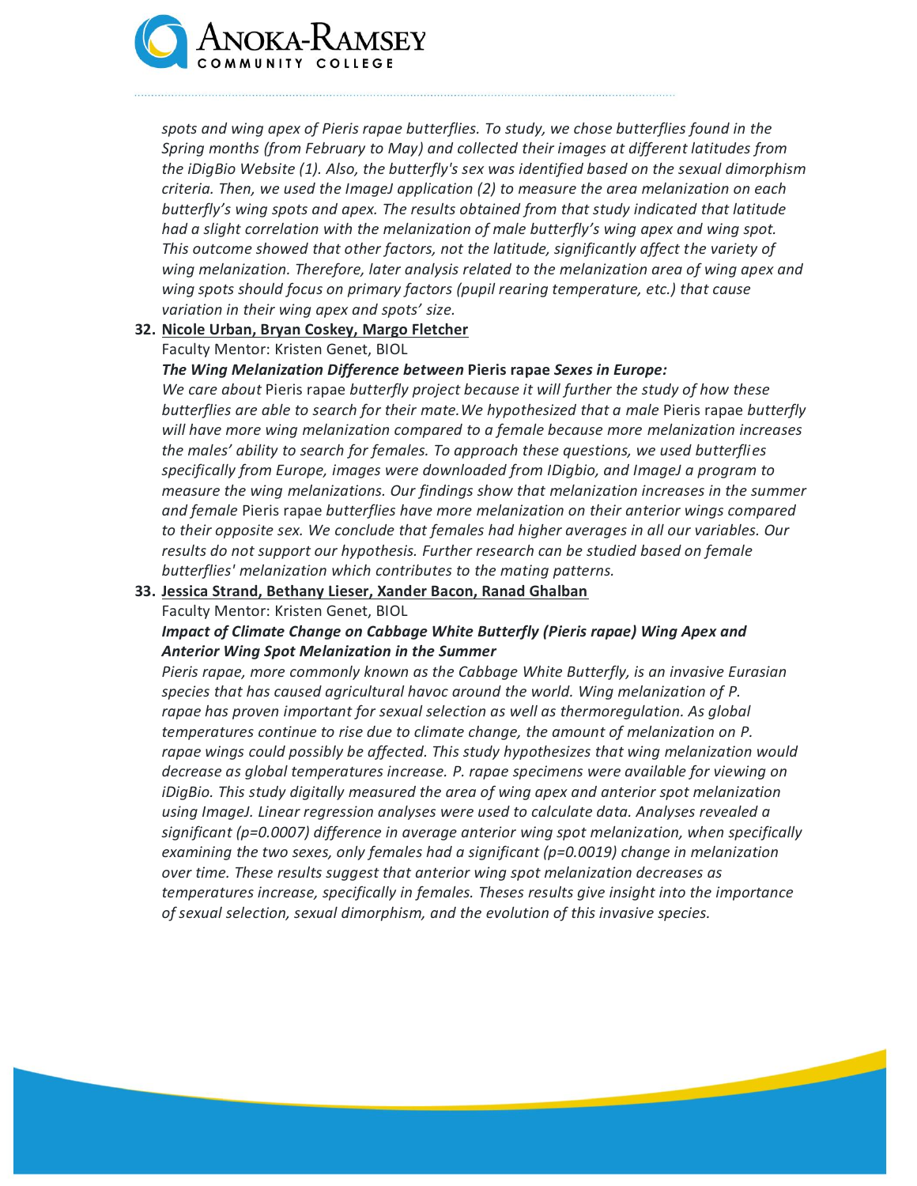*spots and wing apex of Pieris rapae butterflies. To study, we chose butterflies found in the Spring months (from February to May) and collected their images at different latitudes from the iDigBio Website (1). Also, the butterfly's sex was identified based on the sexual dimorphism criteria. Then, we used the ImageJ application (2) to measure the area melanization on each butterfly's wing spots and apex. The results obtained from that study indicated that latitude had a slight correlation with the melanization of male butterfly's wing apex and wing spot. This outcome showed that other factors, not the latitude, significantly affect the variety of wing melanization. Therefore, later analysis related to the melanization area of wing apex and wing spots should focus on primary factors (pupil rearing temperature, etc.) that cause variation in their wing apex and spots' size.*

**32. <u>Nicole Urban, Bryan Coskey, Margo Fletcher</u>**

Faculty Mentor: Kristen Genet, BIOL

***The Wing Melanization Difference between* Pieris rapae *Sexes in Europe:***

*We care about* Pieris rapae *butterfly project because it will further the study of how these butterflies are able to search for their mate. We hypothesized that a male* Pieris rapae *butterfly will have more wing melanization compared to a female because more melanization increases the males' ability to search for females. To approach these questions, we used butterflies specifically from Europe, images were downloaded from IDigbio, and ImageJ a program to measure the wing melanizations. Our findings show that melanization increases in the summer and female* Pieris rapae *butterflies have more melanization on their anterior wings compared to their opposite sex. We conclude that females had higher averages in all our variables. Our results do not support our hypothesis. Further research can be studied based on female butterflies' melanization which contributes to the mating patterns.*

**33. <u>Jessica Strand, Bethany Lieser, Xander Bacon, Ranad Ghalban</u>**

Faculty Mentor: Kristen Genet, BIOL

***Impact of Climate Change on Cabbage White Butterfly (Pieris rapae) Wing Apex and Anterior Wing Spot Melanization in the Summer***

*Pieris rapae, more commonly known as the Cabbage White Butterfly, is an invasive Eurasian species that has caused agricultural havoc around the world. Wing melanization of P. rapae has proven important for sexual selection as well as thermoregulation. As global temperatures continue to rise due to climate change, the amount of melanization on P. rapae wings could possibly be affected. This study hypothesizes that wing melanization would decrease as global temperatures increase. P. rapae specimens were available for viewing on iDigBio. This study digitally measured the area of wing apex and anterior spot melanization using ImageJ. Linear regression analyses were used to calculate data. Analyses revealed a significant ($p=0.0007$) difference in average anterior wing spot melanization, when specifically examining the two sexes, only females had a significant ($p=0.0019$) change in melanization over time. These results suggest that anterior wing spot melanization decreases as temperatures increase, specifically in females. Theses results give insight into the importance of sexual selection, sexual dimorphism, and the evolution of this invasive species.*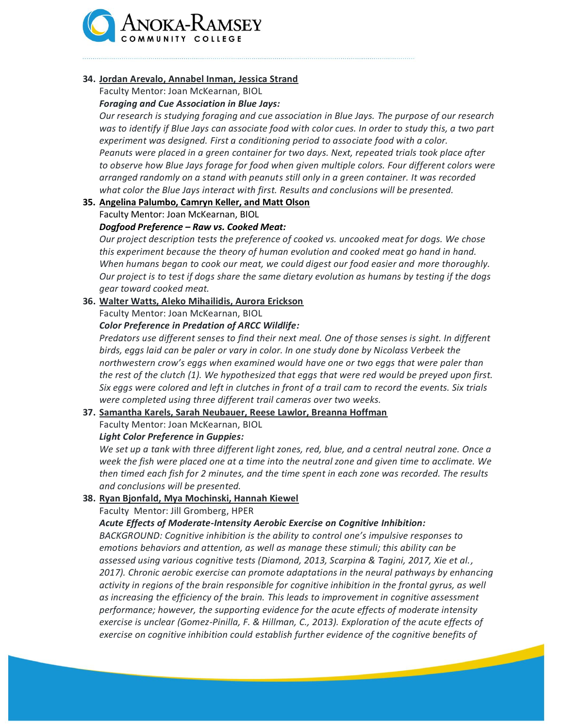**34. Jordan Arevalo, Annabel Inman, Jessica Strand**

Faculty Mentor: Joan McKearnan, BIOL

***Foraging and Cue Association in Blue Jays:***

*Our research is studying foraging and cue association in Blue Jays. The purpose of our research was to identify if Blue Jays can associate food with color cues. In order to study this, a two part experiment was designed. First a conditioning period to associate food with a color. Peanuts were placed in a green container for two days. Next, repeated trials took place after to observe how Blue Jays forage for food when given multiple colors. Four different colors were arranged randomly on a stand with peanuts still only in a green container. It was recorded what color the Blue Jays interact with first. Results and conclusions will be presented.*

**35. Angelina Palumbo, Camryn Keller, and Matt Olson**

Faculty Mentor: Joan McKearnan, BIOL

***Dogfood Preference – Raw vs. Cooked Meat:***

*Our project description tests the preference of cooked vs. uncooked meat for dogs. We chose this experiment because the theory of human evolution and cooked meat go hand in hand. When humans began to cook our meat, we could digest our food easier and more thoroughly. Our project is to test if dogs share the same dietary evolution as humans by testing if the dogs gear toward cooked meat.*

**36. Walter Watts, Aleko Mihailidis, Aurora Erickson**

Faculty Mentor: Joan McKearnan, BIOL

***Color Preference in Predation of ARCC Wildlife:***

*Predators use different senses to find their next meal. One of those senses is sight. In different birds, eggs laid can be paler or vary in color. In one study done by Nicolass Verbeek the northwestern crow's eggs when examined would have one or two eggs that were paler than the rest of the clutch (1). We hypothesized that eggs that were red would be preyed upon first. Six eggs were colored and left in clutches in front of a trail cam to record the events. Six trials were completed using three different trail cameras over two weeks.*

**37. Samantha Karels, Sarah Neubauer, Reese Lawlor, Breanna Hoffman**

Faculty Mentor: Joan McKearnan, BIOL

***Light Color Preference in Guppies:***

*We set up a tank with three different light zones, red, blue, and a central neutral zone. Once a week the fish were placed one at a time into the neutral zone and given time to acclimate. We then timed each fish for 2 minutes, and the time spent in each zone was recorded. The results and conclusions will be presented.*

**38. Ryan Bjonfald, Mya Mochinski, Hannah Kiewel**

Faculty Mentor: Jill Gromberg, HPER

***Acute Effects of Moderate-Intensity Aerobic Exercise on Cognitive Inhibition:***

*BACKGROUND: Cognitive inhibition is the ability to control one's impulsive responses to emotions behaviors and attention, as well as manage these stimuli; this ability can be assessed using various cognitive tests (Diamond, 2013, Scarpina & Tagini, 2017, Xie et al., 2017). Chronic aerobic exercise can promote adaptations in the neural pathways by enhancing activity in regions of the brain responsible for cognitive inhibition in the frontal gyrus, as well as increasing the efficiency of the brain. This leads to improvement in cognitive assessment performance; however, the supporting evidence for the acute effects of moderate intensity exercise is unclear (Gomez-Pinilla, F. & Hillman, C., 2013). Exploration of the acute effects of exercise on cognitive inhibition could establish further evidence of the cognitive benefits of*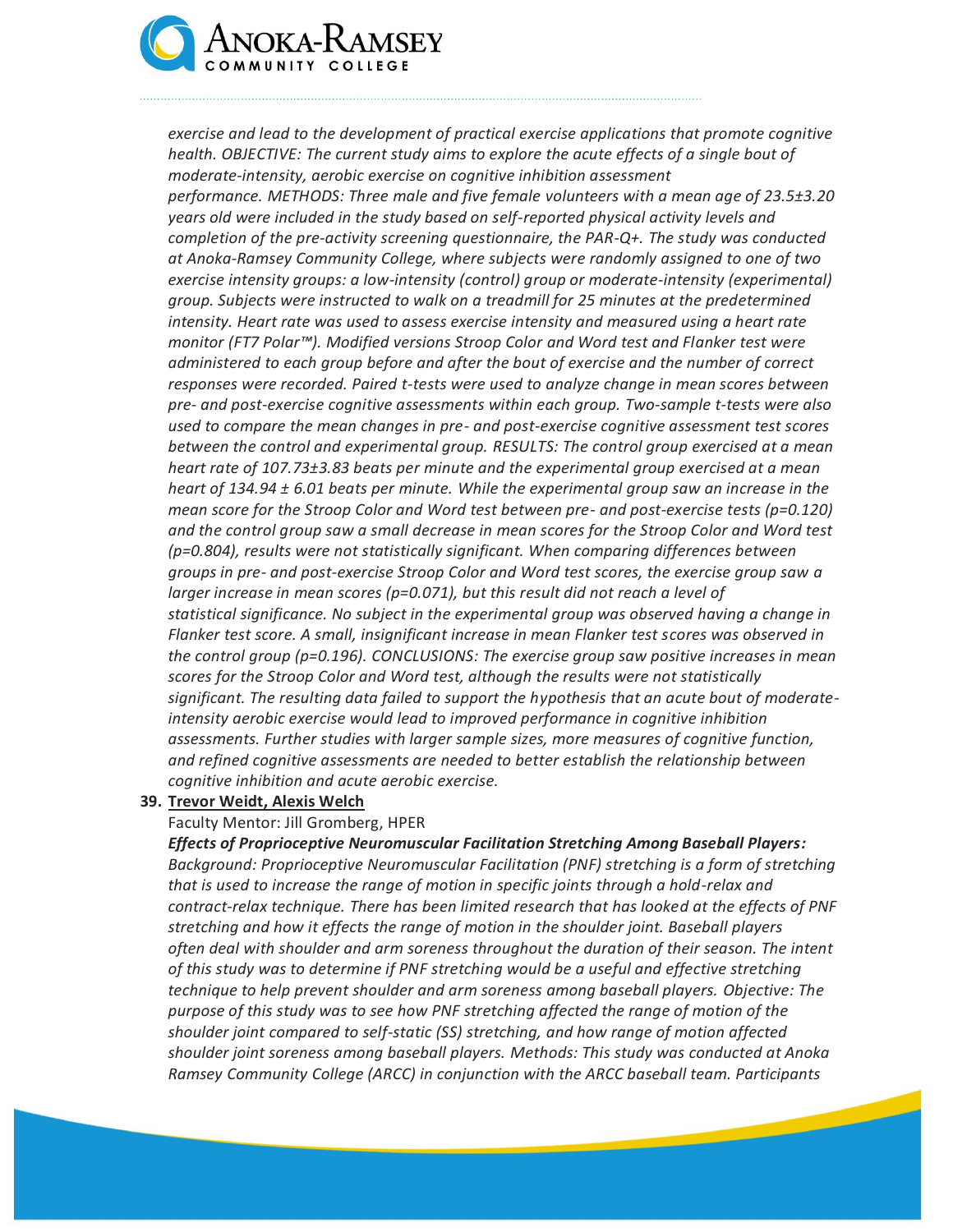*exercise and lead to the development of practical exercise applications that promote cognitive health. OBJECTIVE: The current study aims to explore the acute effects of a single bout of moderate-intensity, aerobic exercise on cognitive inhibition assessment performance. METHODS: Three male and five female volunteers with a mean age of 23.5±3.20 years old were included in the study based on self-reported physical activity levels and completion of the pre-activity screening questionnaire, the PAR-Q+. The study was conducted at Anoka-Ramsey Community College, where subjects were randomly assigned to one of two exercise intensity groups: a low-intensity (control) group or moderate-intensity (experimental) group. Subjects were instructed to walk on a treadmill for 25 minutes at the predetermined intensity. Heart rate was used to assess exercise intensity and measured using a heart rate monitor (FT7 Polar™). Modified versions Stroop Color and Word test and Flanker test were administered to each group before and after the bout of exercise and the number of correct responses were recorded. Paired t-tests were used to analyze change in mean scores between pre- and post-exercise cognitive assessments within each group. Two-sample t-tests were also used to compare the mean changes in pre- and post-exercise cognitive assessment test scores between the control and experimental group. RESULTS: The control group exercised at a mean heart rate of 107.73±3.83 beats per minute and the experimental group exercised at a mean heart of 134.94 ± 6.01 beats per minute. While the experimental group saw an increase in the mean score for the Stroop Color and Word test between pre- and post-exercise tests (p=0.120) and the control group saw a small decrease in mean scores for the Stroop Color and Word test (p=0.804), results were not statistically significant. When comparing differences between groups in pre- and post-exercise Stroop Color and Word test scores, the exercise group saw a larger increase in mean scores (p=0.071), but this result did not reach a level of statistical significance. No subject in the experimental group was observed having a change in Flanker test score. A small, insignificant increase in mean Flanker test scores was observed in the control group (p=0.196). CONCLUSIONS: The exercise group saw positive increases in mean scores for the Stroop Color and Word test, although the results were not statistically significant. The resulting data failed to support the hypothesis that an acute bout of moderate-intensity aerobic exercise would lead to improved performance in cognitive inhibition assessments. Further studies with larger sample sizes, more measures of cognitive function, and refined cognitive assessments are needed to better establish the relationship between cognitive inhibition and acute aerobic exercise.*

**39. <u>Trevor Weidt, Alexis Welch</u>**

Faculty Mentor: Jill Gromberg, HPER

***Effects of Proprioceptive Neuromuscular Facilitation Stretching Among Baseball Players:*** *Background: Proprioceptive Neuromuscular Facilitation (PNF) stretching is a form of stretching that is used to increase the range of motion in specific joints through a hold-relax and contract-relax technique. There has been limited research that has looked at the effects of PNF stretching and how it effects the range of motion in the shoulder joint. Baseball players often deal with shoulder and arm soreness throughout the duration of their season. The intent of this study was to determine if PNF stretching would be a useful and effective stretching technique to help prevent shoulder and arm soreness among baseball players. Objective: The purpose of this study was to see how PNF stretching affected the range of motion of the shoulder joint compared to self-static (SS) stretching, and how range of motion affected shoulder joint soreness among baseball players. Methods: This study was conducted at Anoka Ramsey Community College (ARCC) in conjunction with the ARCC baseball team. Participants*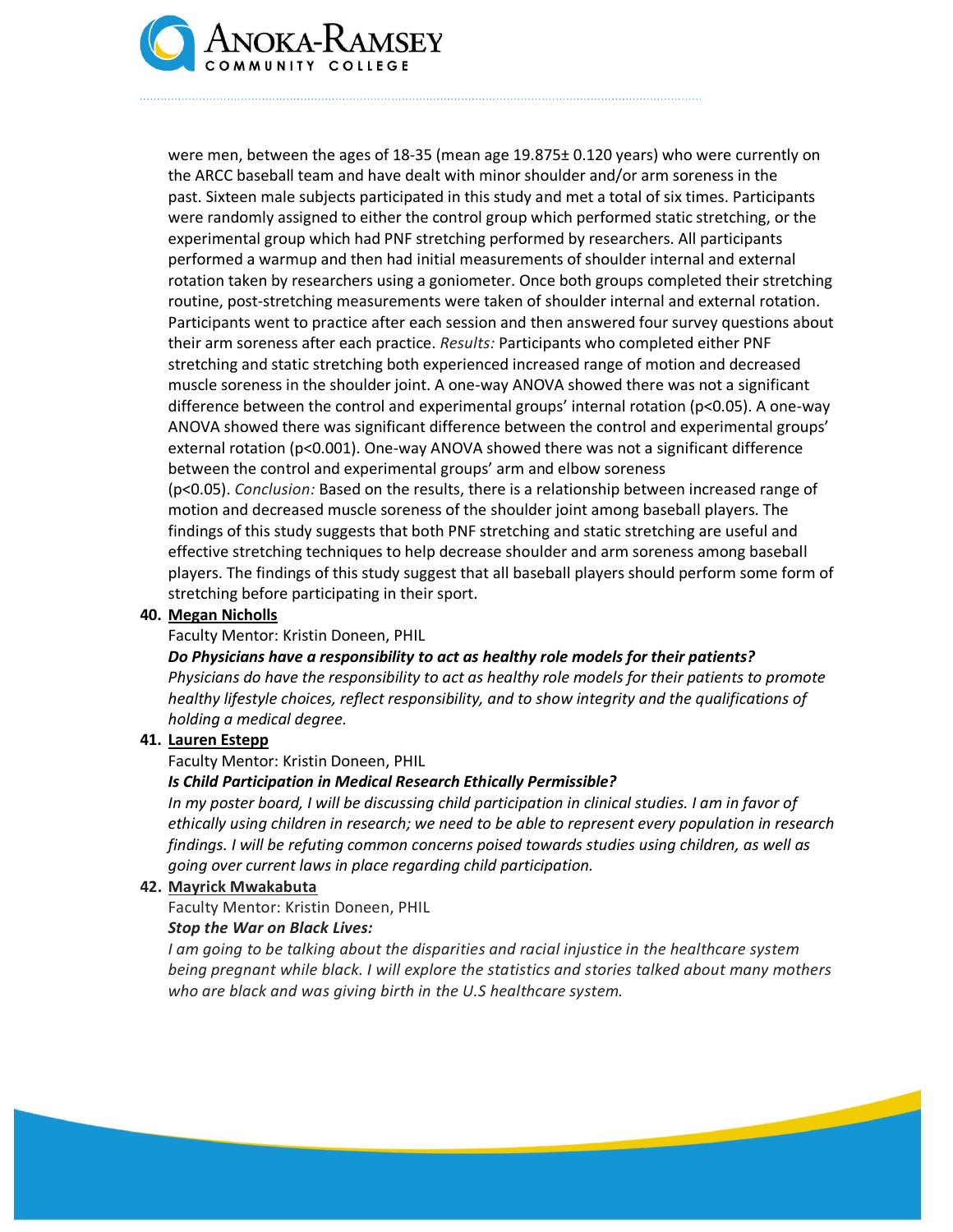were men, between the ages of 18-35 (mean age 19.875± 0.120 years) who were currently on the ARCC baseball team and have dealt with minor shoulder and/or arm soreness in the past. Sixteen male subjects participated in this study and met a total of six times. Participants were randomly assigned to either the control group which performed static stretching, or the experimental group which had PNF stretching performed by researchers. All participants performed a warmup and then had initial measurements of shoulder internal and external rotation taken by researchers using a goniometer. Once both groups completed their stretching routine, post-stretching measurements were taken of shoulder internal and external rotation. Participants went to practice after each session and then answered four survey questions about their arm soreness after each practice. *Results:* Participants who completed either PNF stretching and static stretching both experienced increased range of motion and decreased muscle soreness in the shoulder joint. A one-way ANOVA showed there was not a significant difference between the control and experimental groups' internal rotation ($p<0.05$). A one-way ANOVA showed there was significant difference between the control and experimental groups' external rotation ($p<0.001$). One-way ANOVA showed there was not a significant difference between the control and experimental groups' arm and elbow soreness ($p<0.05$). *Conclusion:* Based on the results, there is a relationship between increased range of motion and decreased muscle soreness of the shoulder joint among baseball players. The findings of this study suggests that both PNF stretching and static stretching are useful and effective stretching techniques to help decrease shoulder and arm soreness among baseball players. The findings of this study suggest that all baseball players should perform some form of stretching before participating in their sport.

40. **Megan Nicholls**

    Faculty Mentor: Kristin Doneen, PHIL

    ***Do Physicians have a responsibility to act as healthy role models for their patients?***

    *Physicians do have the responsibility to act as healthy role models for their patients to promote healthy lifestyle choices, reflect responsibility, and to show integrity and the qualifications of holding a medical degree.*

41. **Lauren Estepp**

    Faculty Mentor: Kristin Doneen, PHIL

    ***Is Child Participation in Medical Research Ethically Permissible?***

    *In my poster board, I will be discussing child participation in clinical studies. I am in favor of ethically using children in research; we need to be able to represent every population in research findings. I will be refuting common concerns poised towards studies using children, as well as going over current laws in place regarding child participation.*

42. **Mayrick Mwakabuta**

    Faculty Mentor: Kristin Doneen, PHIL

    ***Stop the War on Black Lives:***

    *I am going to be talking about the disparities and racial injustice in the healthcare system being pregnant while black. I will explore the statistics and stories talked about many mothers who are black and was giving birth in the U.S healthcare system.*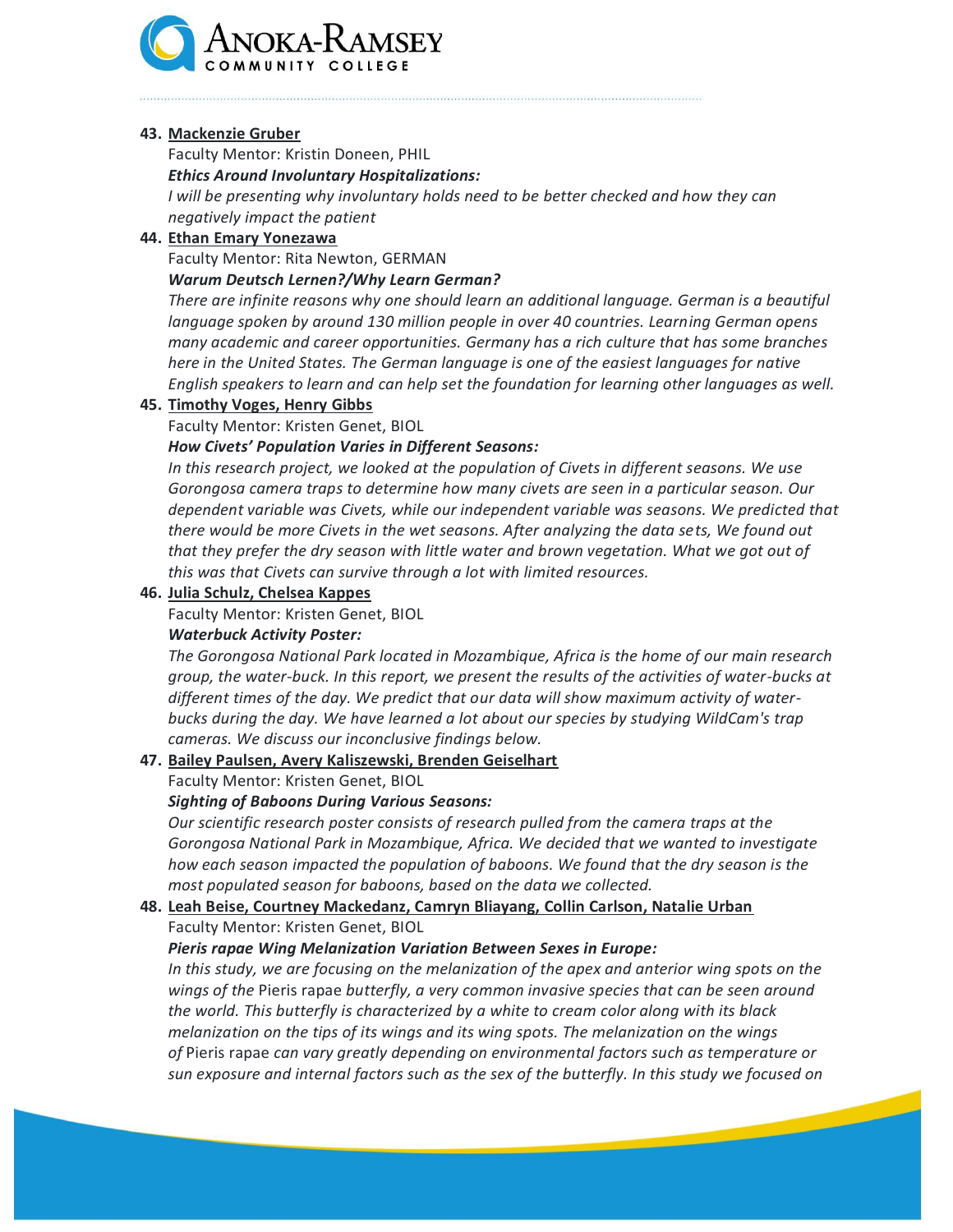43. **Mackenzie Gruber**

    Faculty Mentor: Kristin Doneen, PHIL

    ***Ethics Around Involuntary Hospitalizations:***

    *I will be presenting why involuntary holds need to be better checked and how they can negatively impact the patient*

44. **Ethan Emary Yonezawa**

    Faculty Mentor: Rita Newton, GERMAN

    ***Warum Deutsch Lernen?/Why Learn German?***

    *There are infinite reasons why one should learn an additional language. German is a beautiful language spoken by around 130 million people in over 40 countries. Learning German opens many academic and career opportunities. Germany has a rich culture that has some branches here in the United States. The German language is one of the easiest languages for native English speakers to learn and can help set the foundation for learning other languages as well.*

45. **Timothy Voges, Henry Gibbs**

    Faculty Mentor: Kristen Genet, BIOL

    ***How Civets' Population Varies in Different Seasons:***

    *In this research project, we looked at the population of Civets in different seasons. We use Gorongosa camera traps to determine how many civets are seen in a particular season. Our dependent variable was Civets, while our independent variable was seasons. We predicted that there would be more Civets in the wet seasons. After analyzing the data sets, We found out that they prefer the dry season with little water and brown vegetation. What we got out of this was that Civets can survive through a lot with limited resources.*

46. **Julia Schulz, Chelsea Kappes**

    Faculty Mentor: Kristen Genet, BIOL

    ***Waterbuck Activity Poster:***

    *The Gorongosa National Park located in Mozambique, Africa is the home of our main research group, the water-buck. In this report, we present the results of the activities of water-bucks at different times of the day. We predict that our data will show maximum activity of water-bucks during the day. We have learned a lot about our species by studying WildCam's trap cameras. We discuss our inconclusive findings below.*

47. **Bailey Paulsen, Avery Kaliszewski, Brenden Geiselhart**

    Faculty Mentor: Kristen Genet, BIOL

    ***Sighting of Baboons During Various Seasons:***

    *Our scientific research poster consists of research pulled from the camera traps at the Gorongosa National Park in Mozambique, Africa. We decided that we wanted to investigate how each season impacted the population of baboons. We found that the dry season is the most populated season for baboons, based on the data we collected.*

48. **Leah Beise, Courtney Mackedanz, Camryn Bliayang, Collin Carlson, Natalie Urban**

    Faculty Mentor: Kristen Genet, BIOL

    ***Pieris rapae Wing Melanization Variation Between Sexes in Europe:***

    *In this study, we are focusing on the melanization of the apex and anterior wing spots on the wings of the* Pieris rapae *butterfly, a very common invasive species that can be seen around the world. This butterfly is characterized by a white to cream color along with its black melanization on the tips of its wings and its wing spots. The melanization on the wings of* Pieris rapae *can vary greatly depending on environmental factors such as temperature or sun exposure and internal factors such as the sex of the butterfly. In this study we focused on*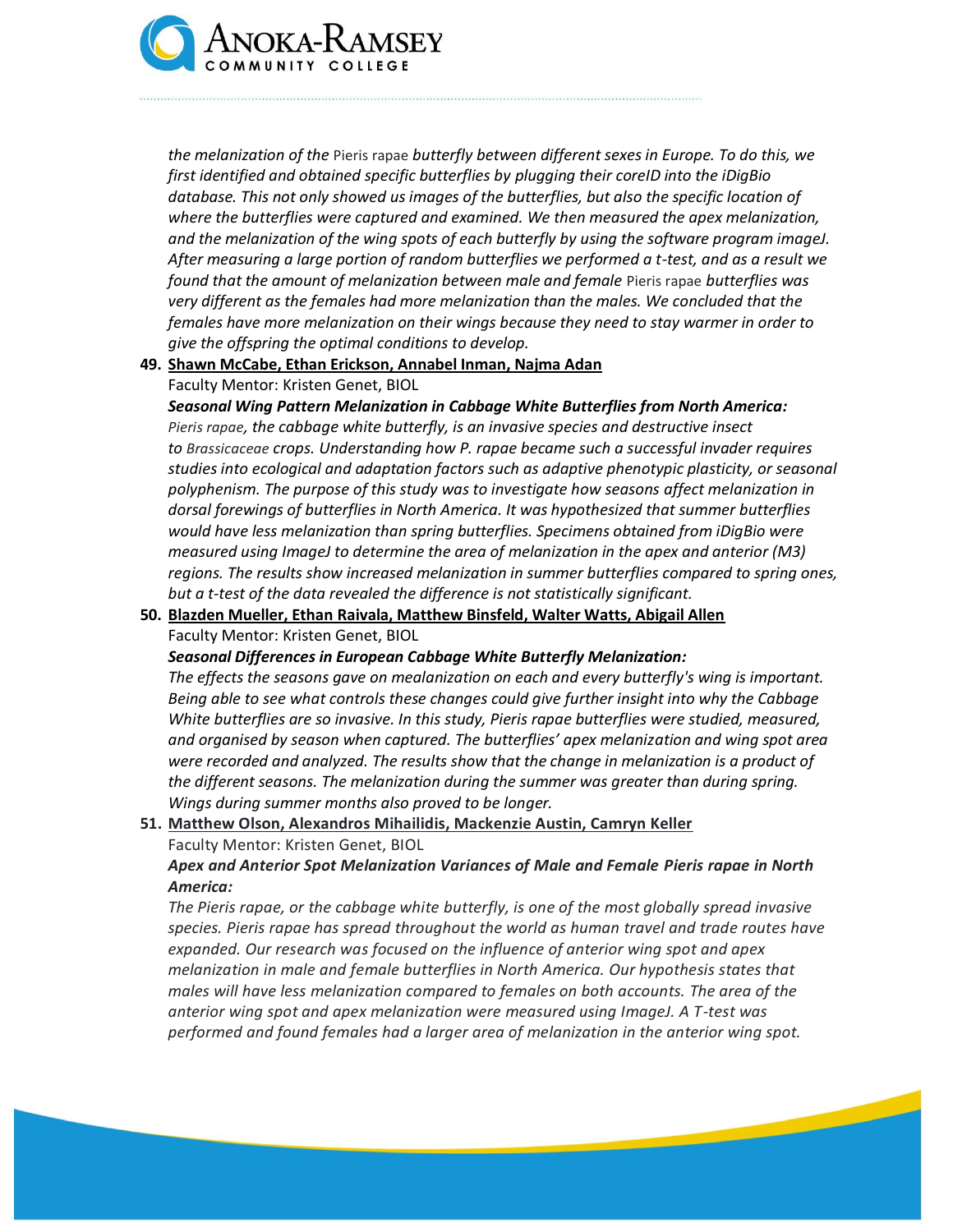*the melanization of the* Pieris rapae *butterfly between different sexes in Europe. To do this, we first identified and obtained specific butterflies by plugging their coreID into the iDigBio database. This not only showed us images of the butterflies, but also the specific location of where the butterflies were captured and examined. We then measured the apex melanization, and the melanization of the wing spots of each butterfly by using the software program imageJ. After measuring a large portion of random butterflies we performed a t-test, and as a result we found that the amount of melanization between male and female* Pieris rapae *butterflies was very different as the females had more melanization than the males. We concluded that the females have more melanization on their wings because they need to stay warmer in order to give the offspring the optimal conditions to develop.*

**49. Shawn McCabe, Ethan Erickson, Annabel Inman, Najma Adan**

Faculty Mentor: Kristen Genet, BIOL

***Seasonal Wing Pattern Melanization in Cabbage White Butterflies from North America:***
*Pieris rapae, the cabbage white butterfly, is an invasive species and destructive insect to Brassicaceae crops. Understanding how P. rapae became such a successful invader requires studies into ecological and adaptation factors such as adaptive phenotypic plasticity, or seasonal polyphenism. The purpose of this study was to investigate how seasons affect melanization in dorsal forewings of butterflies in North America. It was hypothesized that summer butterflies would have less melanization than spring butterflies. Specimens obtained from iDigBio were measured using ImageJ to determine the area of melanization in the apex and anterior (M3) regions. The results show increased melanization in summer butterflies compared to spring ones, but a t-test of the data revealed the difference is not statistically significant.*

**50. Blazden Mueller, Ethan Raivala, Matthew Binsfeld, Walter Watts, Abigail Allen**

Faculty Mentor: Kristen Genet, BIOL

***Seasonal Differences in European Cabbage White Butterfly Melanization:***
*The effects the seasons gave on mealanization on each and every butterfly's wing is important. Being able to see what controls these changes could give further insight into why the Cabbage White butterflies are so invasive. In this study, Pieris rapae butterflies were studied, measured, and organised by season when captured. The butterflies' apex melanization and wing spot area were recorded and analyzed. The results show that the change in melanization is a product of the different seasons. The melanization during the summer was greater than during spring. Wings during summer months also proved to be longer.*

**51. Matthew Olson, Alexandros Mihailidis, Mackenzie Austin, Camryn Keller**

Faculty Mentor: Kristen Genet, BIOL

***Apex and Anterior Spot Melanization Variances of Male and Female Pieris rapae in North America:***
*The Pieris rapae, or the cabbage white butterfly, is one of the most globally spread invasive species. Pieris rapae has spread throughout the world as human travel and trade routes have expanded. Our research was focused on the influence of anterior wing spot and apex melanization in male and female butterflies in North America. Our hypothesis states that males will have less melanization compared to females on both accounts. The area of the anterior wing spot and apex melanization were measured using ImageJ. A T-test was performed and found females had a larger area of melanization in the anterior wing spot.*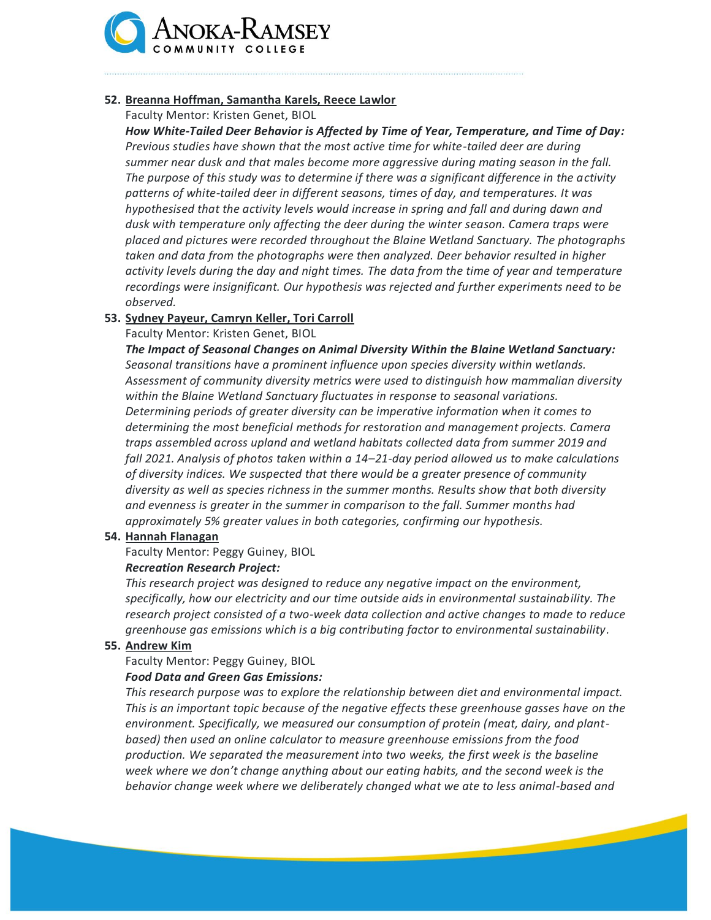**52. Breanna Hoffman, Samantha Karels, Reece Lawlor**

Faculty Mentor: Kristen Genet, BIOL

***How White-Tailed Deer Behavior is Affected by Time of Year, Temperature, and Time of Day:*** *Previous studies have shown that the most active time for white-tailed deer are during summer near dusk and that males become more aggressive during mating season in the fall. The purpose of this study was to determine if there was a significant difference in the activity patterns of white-tailed deer in different seasons, times of day, and temperatures. It was hypothesised that the activity levels would increase in spring and fall and during dawn and dusk with temperature only affecting the deer during the winter season. Camera traps were placed and pictures were recorded throughout the Blaine Wetland Sanctuary. The photographs taken and data from the photographs were then analyzed. Deer behavior resulted in higher activity levels during the day and night times. The data from the time of year and temperature recordings were insignificant. Our hypothesis was rejected and further experiments need to be observed.*

**53. Sydney Payeur, Camryn Keller, Tori Carroll**

Faculty Mentor: Kristen Genet, BIOL

***The Impact of Seasonal Changes on Animal Diversity Within the Blaine Wetland Sanctuary:*** *Seasonal transitions have a prominent influence upon species diversity within wetlands. Assessment of community diversity metrics were used to distinguish how mammalian diversity within the Blaine Wetland Sanctuary fluctuates in response to seasonal variations. Determining periods of greater diversity can be imperative information when it comes to determining the most beneficial methods for restoration and management projects. Camera traps assembled across upland and wetland habitats collected data from summer 2019 and fall 2021. Analysis of photos taken within a 14–21-day period allowed us to make calculations of diversity indices. We suspected that there would be a greater presence of community diversity as well as species richness in the summer months. Results show that both diversity and evenness is greater in the summer in comparison to the fall. Summer months had approximately 5% greater values in both categories, confirming our hypothesis.*

**54. Hannah Flanagan**

Faculty Mentor: Peggy Guiney, BIOL

***Recreation Research Project:***

*This research project was designed to reduce any negative impact on the environment, specifically, how our electricity and our time outside aids in environmental sustainability. The research project consisted of a two-week data collection and active changes to made to reduce greenhouse gas emissions which is a big contributing factor to environmental sustainability.*

**55. Andrew Kim**

Faculty Mentor: Peggy Guiney, BIOL

***Food Data and Green Gas Emissions:***

*This research purpose was to explore the relationship between diet and environmental impact. This is an important topic because of the negative effects these greenhouse gasses have on the environment. Specifically, we measured our consumption of protein (meat, dairy, and plant-based) then used an online calculator to measure greenhouse emissions from the food production. We separated the measurement into two weeks, the first week is the baseline week where we don't change anything about our eating habits, and the second week is the behavior change week where we deliberately changed what we ate to less animal-based and*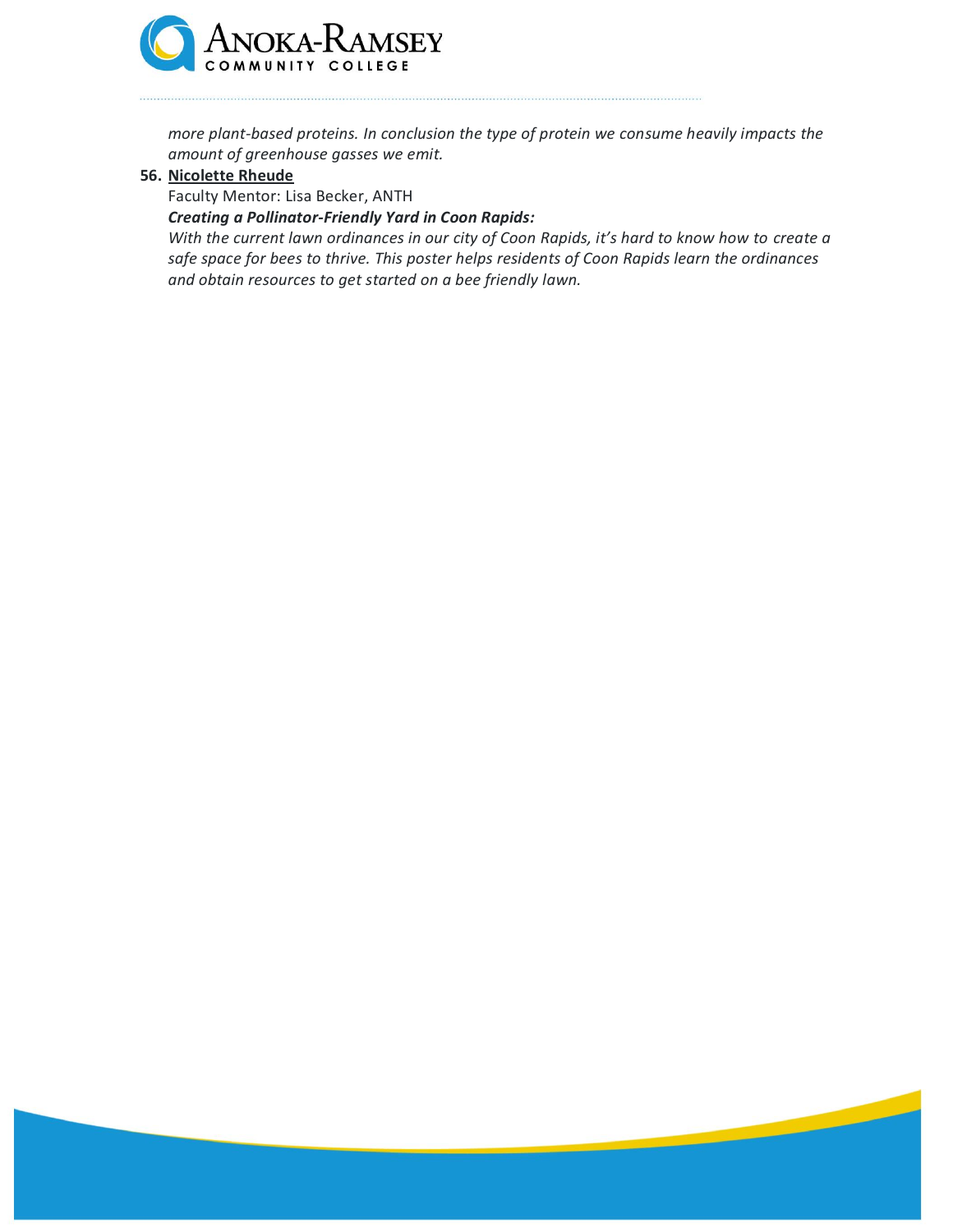*more plant-based proteins. In conclusion the type of protein we consume heavily impacts the amount of greenhouse gasses we emit.*

**56. Nicolette Rheude**

Faculty Mentor: Lisa Becker, ANTH

***Creating a Pollinator-Friendly Yard in Coon Rapids:***

*With the current lawn ordinances in our city of Coon Rapids, it's hard to know how to create a safe space for bees to thrive. This poster helps residents of Coon Rapids learn the ordinances and obtain resources to get started on a bee friendly lawn.*